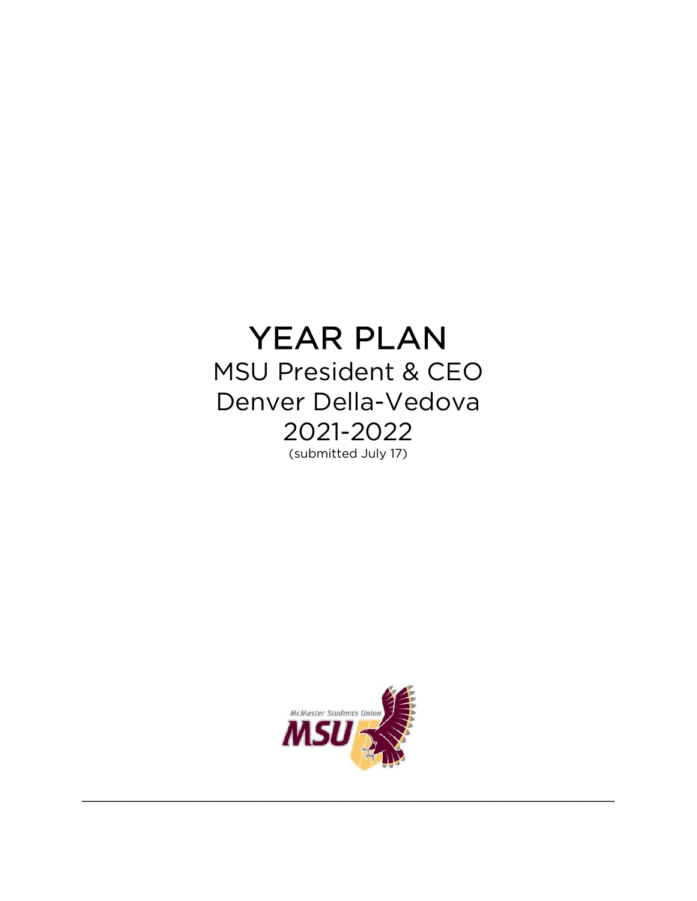# YEAR PLAN

MSU President & CEO

Denver Della-Vedova

2021-2022

(submitted July 17)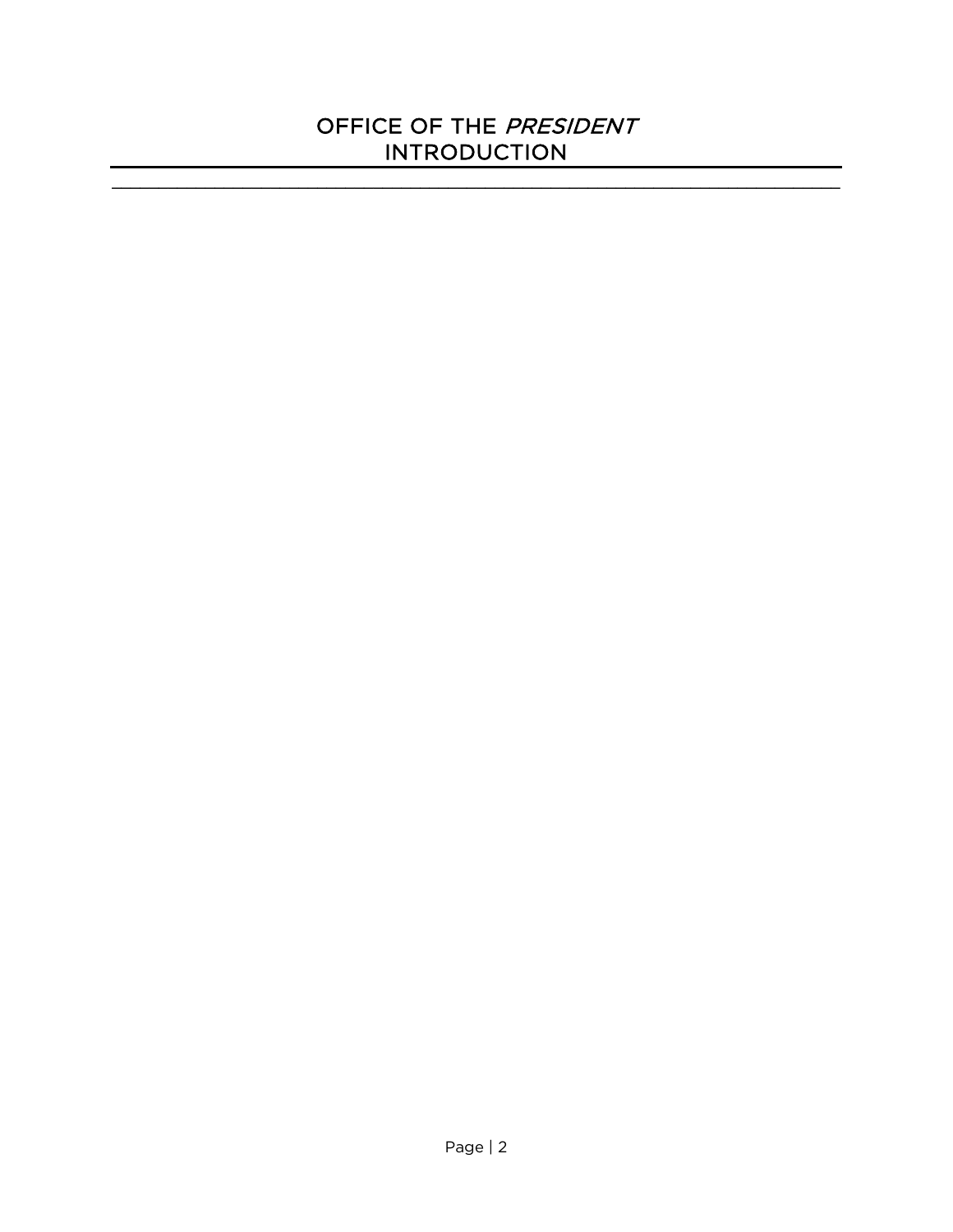# OFFICE OF THE *PRESIDENT*
## INTRODUCTION

---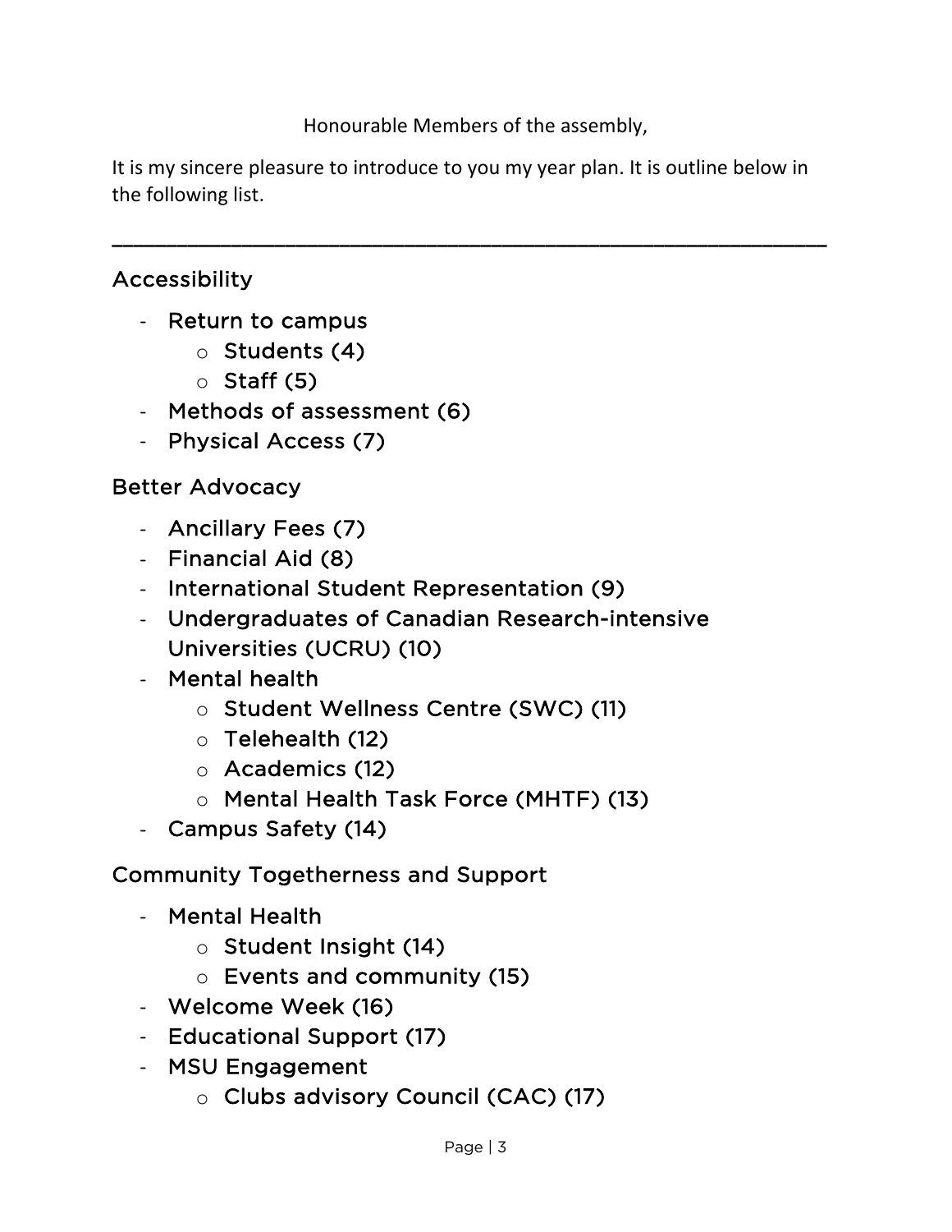Honourable Members of the assembly,

It is my sincere pleasure to introduce to you my year plan. It is outline below in the following list.

---

## Accessibility

- Return to campus
  - Students (4)
  - Staff (5)
- Methods of assessment (6)
- Physical Access (7)

## Better Advocacy

- Ancillary Fees (7)
- Financial Aid (8)
- International Student Representation (9)
- Undergraduates of Canadian Research-intensive Universities (UCRU) (10)
- Mental health
  - Student Wellness Centre (SWC) (11)
  - Telehealth (12)
  - Academics (12)
  - Mental Health Task Force (MHTF) (13)
- Campus Safety (14)

## Community Togetherness and Support

- Mental Health
  - Student Insight (14)
  - Events and community (15)
- Welcome Week (16)
- Educational Support (17)
- MSU Engagement
  - Clubs advisory Council (CAC) (17)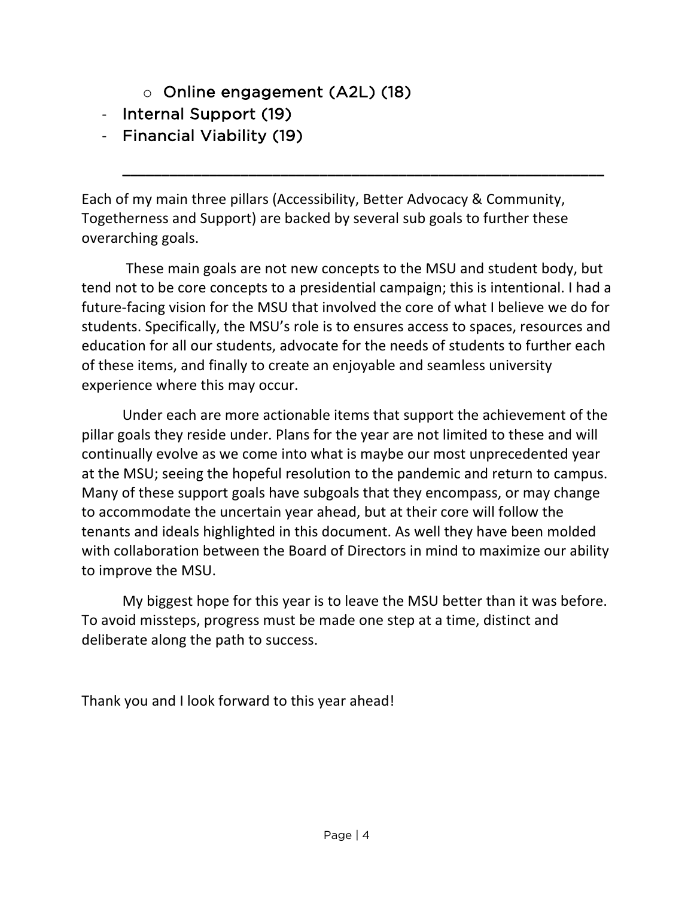- Online engagement (A2L) (18)
- Internal Support (19)
- Financial Viability (19)

---

Each of my main three pillars (Accessibility, Better Advocacy & Community, Togetherness and Support) are backed by several sub goals to further these overarching goals.

These main goals are not new concepts to the MSU and student body, but tend not to be core concepts to a presidential campaign; this is intentional. I had a future-facing vision for the MSU that involved the core of what I believe we do for students. Specifically, the MSU's role is to ensures access to spaces, resources and education for all our students, advocate for the needs of students to further each of these items, and finally to create an enjoyable and seamless university experience where this may occur.

Under each are more actionable items that support the achievement of the pillar goals they reside under. Plans for the year are not limited to these and will continually evolve as we come into what is maybe our most unprecedented year at the MSU; seeing the hopeful resolution to the pandemic and return to campus. Many of these support goals have subgoals that they encompass, or may change to accommodate the uncertain year ahead, but at their core will follow the tenants and ideals highlighted in this document. As well they have been molded with collaboration between the Board of Directors in mind to maximize our ability to improve the MSU.

My biggest hope for this year is to leave the MSU better than it was before. To avoid missteps, progress must be made one step at a time, distinct and deliberate along the path to success.

Thank you and I look forward to this year ahead!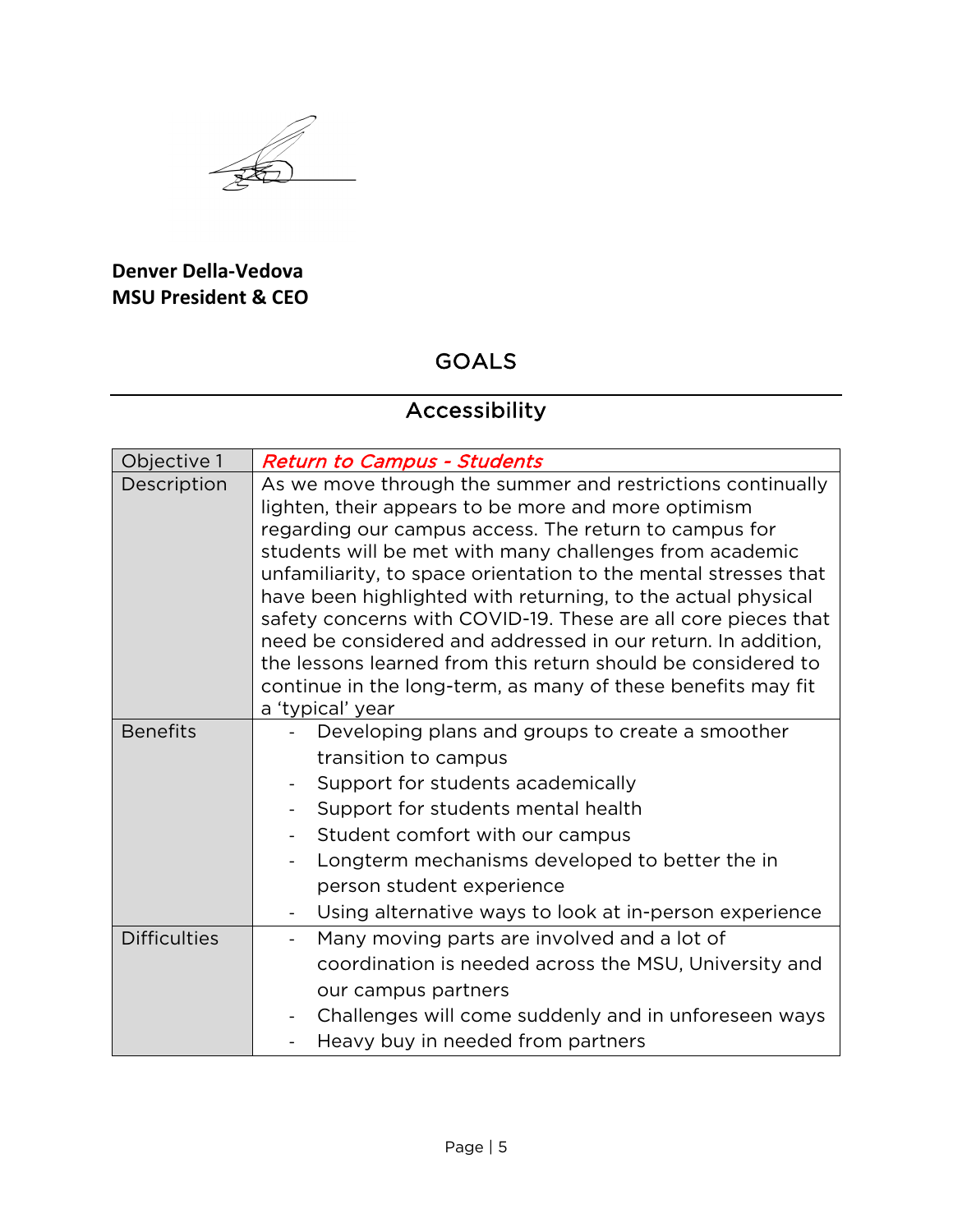**Denver Della-Vedova**
**MSU President & CEO**

## GOALS

## Accessibility

| Objective 1 | *Return to Campus - Students* |
|---|---|
| Description | As we move through the summer and restrictions continually lighten, their appears to be more and more optimism regarding our campus access. The return to campus for students will be met with many challenges from academic unfamiliarity, to space orientation to the mental stresses that have been highlighted with returning, to the actual physical safety concerns with COVID-19. These are all core pieces that need be considered and addressed in our return. In addition, the lessons learned from this return should be considered to continue in the long-term, as many of these benefits may fit a 'typical' year |
| Benefits | - Developing plans and groups to create a smoother transition to campus<br>- Support for students academically<br>- Support for students mental health<br>- Student comfort with our campus<br>- Longterm mechanisms developed to better the in person student experience<br>- Using alternative ways to look at in-person experience |
| Difficulties | - Many moving parts are involved and a lot of coordination is needed across the MSU, University and our campus partners<br>- Challenges will come suddenly and in unforeseen ways<br>- Heavy buy in needed from partners |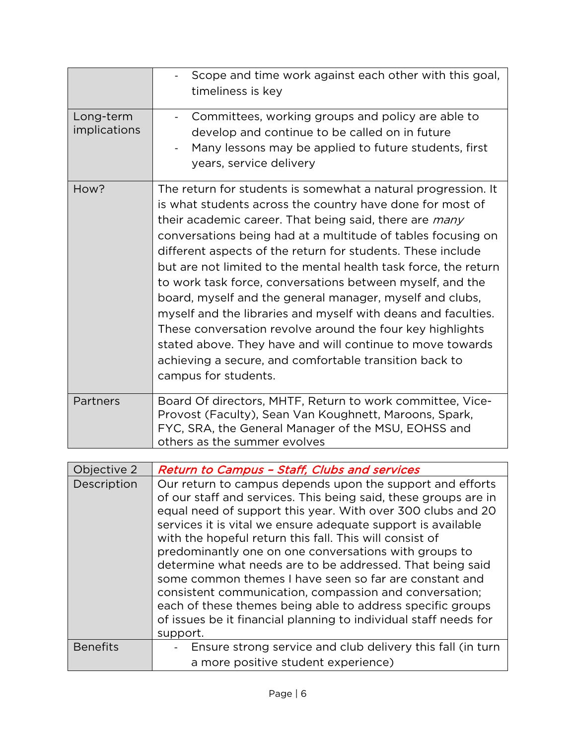| | |
|---|---|
| | - Scope and time work against each other with this goal, timeliness is key |
| Long-term implications | - Committees, working groups and policy are able to develop and continue to be called on in future<br>- Many lessons may be applied to future students, first years, service delivery |
| How? | The return for students is somewhat a natural progression. It is what students across the country have done for most of their academic career. That being said, there are *many* conversations being had at a multitude of tables focusing on different aspects of the return for students. These include but are not limited to the mental health task force, the return to work task force, conversations between myself, and the board, myself and the general manager, myself and clubs, myself and the libraries and myself with deans and faculties. These conversation revolve around the four key highlights stated above. They have and will continue to move towards achieving a secure, and comfortable transition back to campus for students. |
| Partners | Board Of directors, MHTF, Return to work committee, Vice-Provost (Faculty), Sean Van Koughnett, Maroons, Spark, FYC, SRA, the General Manager of the MSU, EOHSS and others as the summer evolves |

| | |
|---|---|
| Objective 2 | ***Return to Campus – Staff, Clubs and services*** |
| Description | Our return to campus depends upon the support and efforts of our staff and services. This being said, these groups are in equal need of support this year. With over 300 clubs and 20 services it is vital we ensure adequate support is available with the hopeful return this fall. This will consist of predominantly one on one conversations with groups to determine what needs are to be addressed. That being said some common themes I have seen so far are constant and consistent communication, compassion and conversation; each of these themes being able to address specific groups of issues be it financial planning to individual staff needs for support. |
| Benefits | - Ensure strong service and club delivery this fall (in turn a more positive student experience) |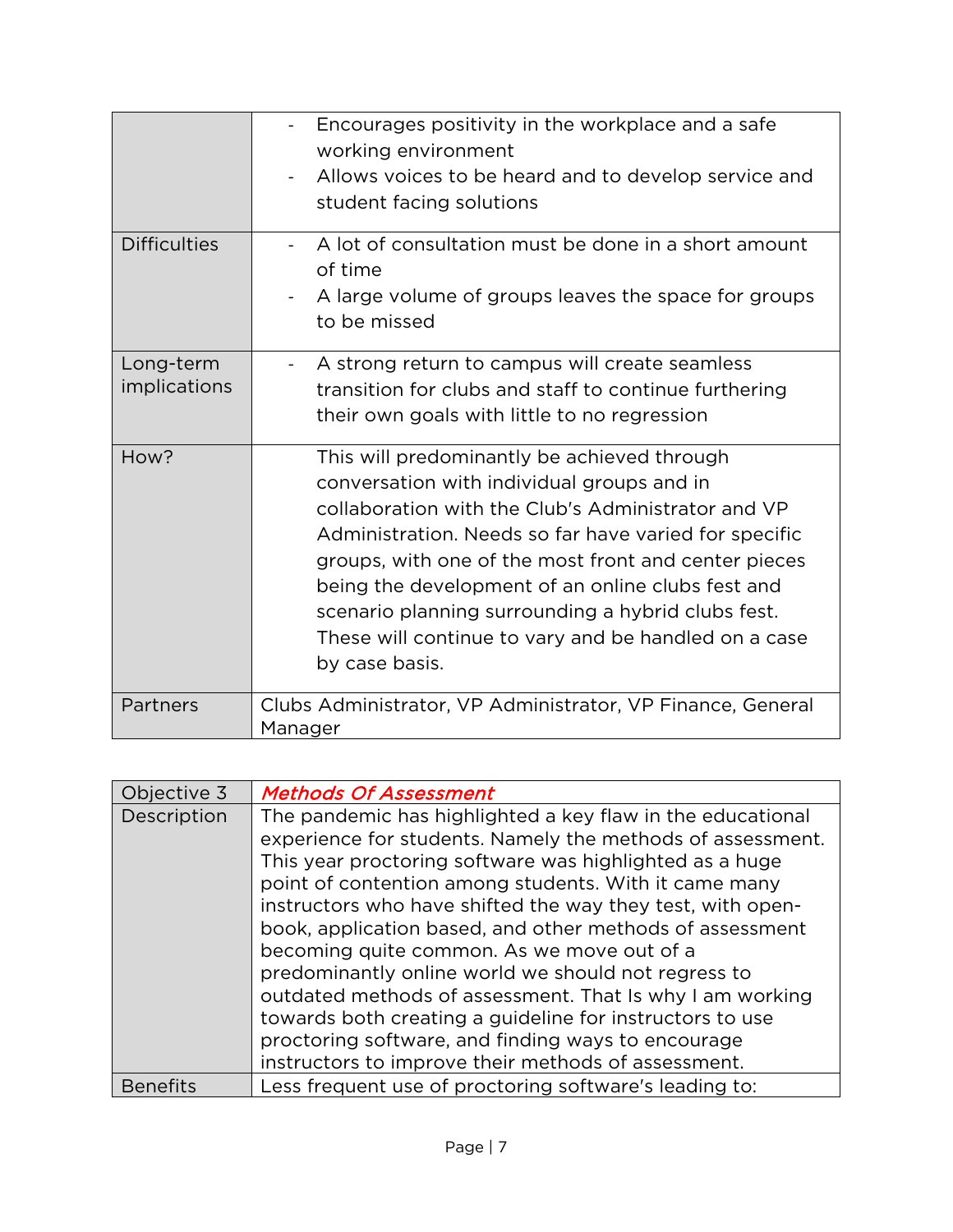| | |
|---|---|
| | - Encourages positivity in the workplace and a safe working environment<br>- Allows voices to be heard and to develop service and student facing solutions |
| Difficulties | - A lot of consultation must be done in a short amount of time<br>- A large volume of groups leaves the space for groups to be missed |
| Long-term implications | - A strong return to campus will create seamless transition for clubs and staff to continue furthering their own goals with little to no regression |
| How? | This will predominantly be achieved through conversation with individual groups and in collaboration with the Club's Administrator and VP Administration. Needs so far have varied for specific groups, with one of the most front and center pieces being the development of an online clubs fest and scenario planning surrounding a hybrid clubs fest. These will continue to vary and be handled on a case by case basis. |
| Partners | Clubs Administrator, VP Administrator, VP Finance, General Manager |

| Objective 3 | *Methods Of Assessment* |
|---|---|
| Description | The pandemic has highlighted a key flaw in the educational experience for students. Namely the methods of assessment. This year proctoring software was highlighted as a huge point of contention among students. With it came many instructors who have shifted the way they test, with open-book, application based, and other methods of assessment becoming quite common. As we move out of a predominantly online world we should not regress to outdated methods of assessment. That Is why I am working towards both creating a guideline for instructors to use proctoring software, and finding ways to encourage instructors to improve their methods of assessment. |
| Benefits | Less frequent use of proctoring software's leading to: |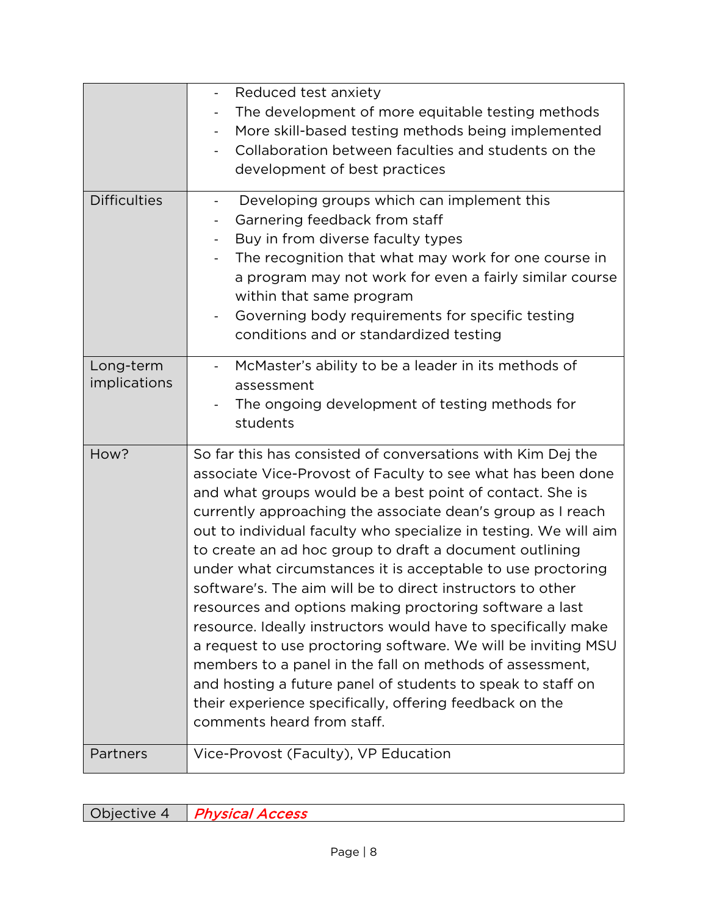| | |
|---|---|
| | - Reduced test anxiety<br>- The development of more equitable testing methods<br>- More skill-based testing methods being implemented<br>- Collaboration between faculties and students on the development of best practices |
| Difficulties | - Developing groups which can implement this<br>- Garnering feedback from staff<br>- Buy in from diverse faculty types<br>- The recognition that what may work for one course in a program may not work for even a fairly similar course within that same program<br>- Governing body requirements for specific testing conditions and or standardized testing |
| Long-term implications | - McMaster's ability to be a leader in its methods of assessment<br>- The ongoing development of testing methods for students |
| How? | So far this has consisted of conversations with Kim Dej the associate Vice-Provost of Faculty to see what has been done and what groups would be a best point of contact. She is currently approaching the associate dean's group as I reach out to individual faculty who specialize in testing. We will aim to create an ad hoc group to draft a document outlining under what circumstances it is acceptable to use proctoring software's. The aim will be to direct instructors to other resources and options making proctoring software a last resource. Ideally instructors would have to specifically make a request to use proctoring software. We will be inviting MSU members to a panel in the fall on methods of assessment, and hosting a future panel of students to speak to staff on their experience specifically, offering feedback on the comments heard from staff. |
| Partners | Vice-Provost (Faculty), VP Education |

| Objective 4 | *Physical Access* |
|---|---|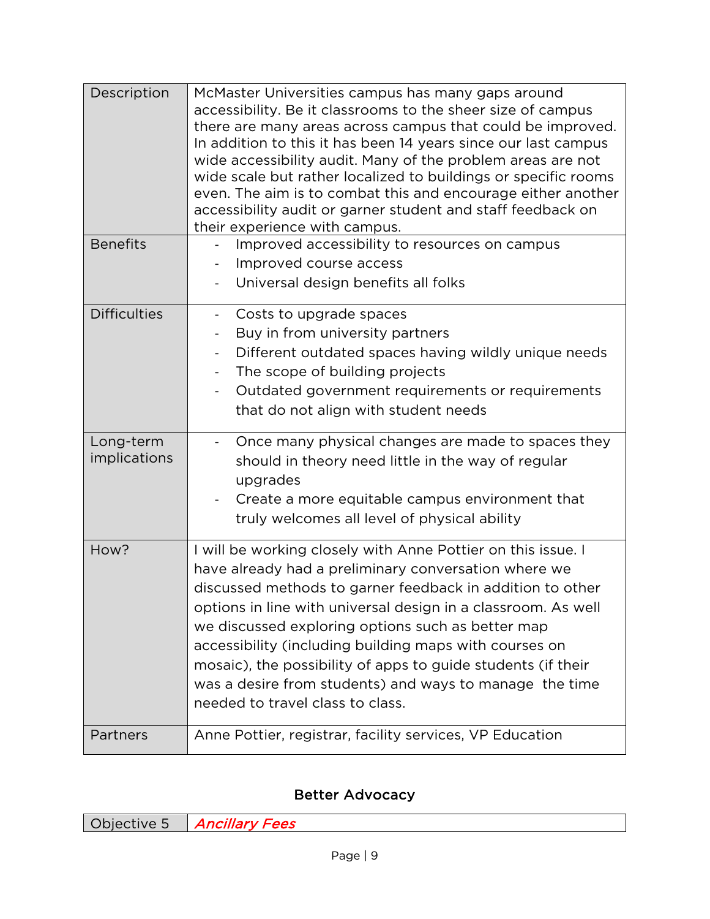| Description | McMaster Universities campus has many gaps around accessibility. Be it classrooms to the sheer size of campus there are many areas across campus that could be improved. In addition to this it has been 14 years since our last campus wide accessibility audit. Many of the problem areas are not wide scale but rather localized to buildings or specific rooms even. The aim is to combat this and encourage either another accessibility audit or garner student and staff feedback on their experience with campus. |
|---|---|
| Benefits | - Improved accessibility to resources on campus<br>- Improved course access<br>- Universal design benefits all folks |
| Difficulties | - Costs to upgrade spaces<br>- Buy in from university partners<br>- Different outdated spaces having wildly unique needs<br>- The scope of building projects<br>- Outdated government requirements or requirements that do not align with student needs |
| Long-term implications | - Once many physical changes are made to spaces they should in theory need little in the way of regular upgrades<br>- Create a more equitable campus environment that truly welcomes all level of physical ability |
| How? | I will be working closely with Anne Pottier on this issue. I have already had a preliminary conversation where we discussed methods to garner feedback in addition to other options in line with universal design in a classroom. As well we discussed exploring options such as better map accessibility (including building maps with courses on mosaic), the possibility of apps to guide students (if their was a desire from students) and ways to manage the time needed to travel class to class. |
| Partners | Anne Pottier, registrar, facility services, VP Education |

## Better Advocacy

| Objective 5 | *Ancillary Fees* |
|---|---|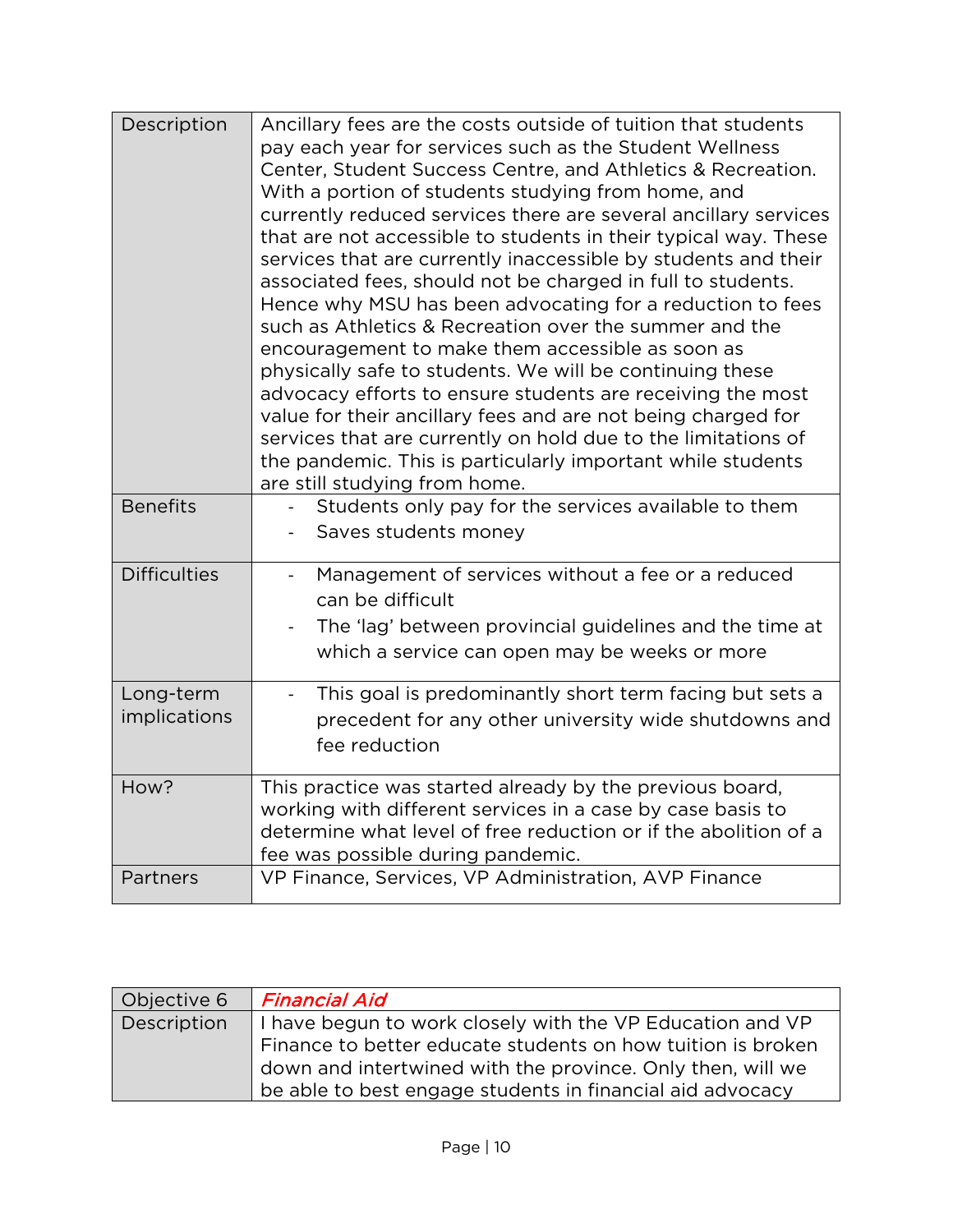| | |
|---|---|
| Description | Ancillary fees are the costs outside of tuition that students pay each year for services such as the Student Wellness Center, Student Success Centre, and Athletics & Recreation. With a portion of students studying from home, and currently reduced services there are several ancillary services that are not accessible to students in their typical way. These services that are currently inaccessible by students and their associated fees, should not be charged in full to students. Hence why MSU has been advocating for a reduction to fees such as Athletics & Recreation over the summer and the encouragement to make them accessible as soon as physically safe to students. We will be continuing these advocacy efforts to ensure students are receiving the most value for their ancillary fees and are not being charged for services that are currently on hold due to the limitations of the pandemic. This is particularly important while students are still studying from home. |
| Benefits | - Students only pay for the services available to them<br>- Saves students money |
| Difficulties | - Management of services without a fee or a reduced can be difficult<br>- The 'lag' between provincial guidelines and the time at which a service can open may be weeks or more |
| Long-term implications | - This goal is predominantly short term facing but sets a precedent for any other university wide shutdowns and fee reduction |
| How? | This practice was started already by the previous board, working with different services in a case by case basis to determine what level of free reduction or the abolition of a fee was possible during pandemic. |
| Partners | VP Finance, Services, VP Administration, AVP Finance |

| Objective 6 | *Financial Aid* |
|---|---|
| Description | I have begun to work closely with the VP Education and VP Finance to better educate students on how tuition is broken down and intertwined with the province. Only then, will we be able to best engage students in financial aid advocacy |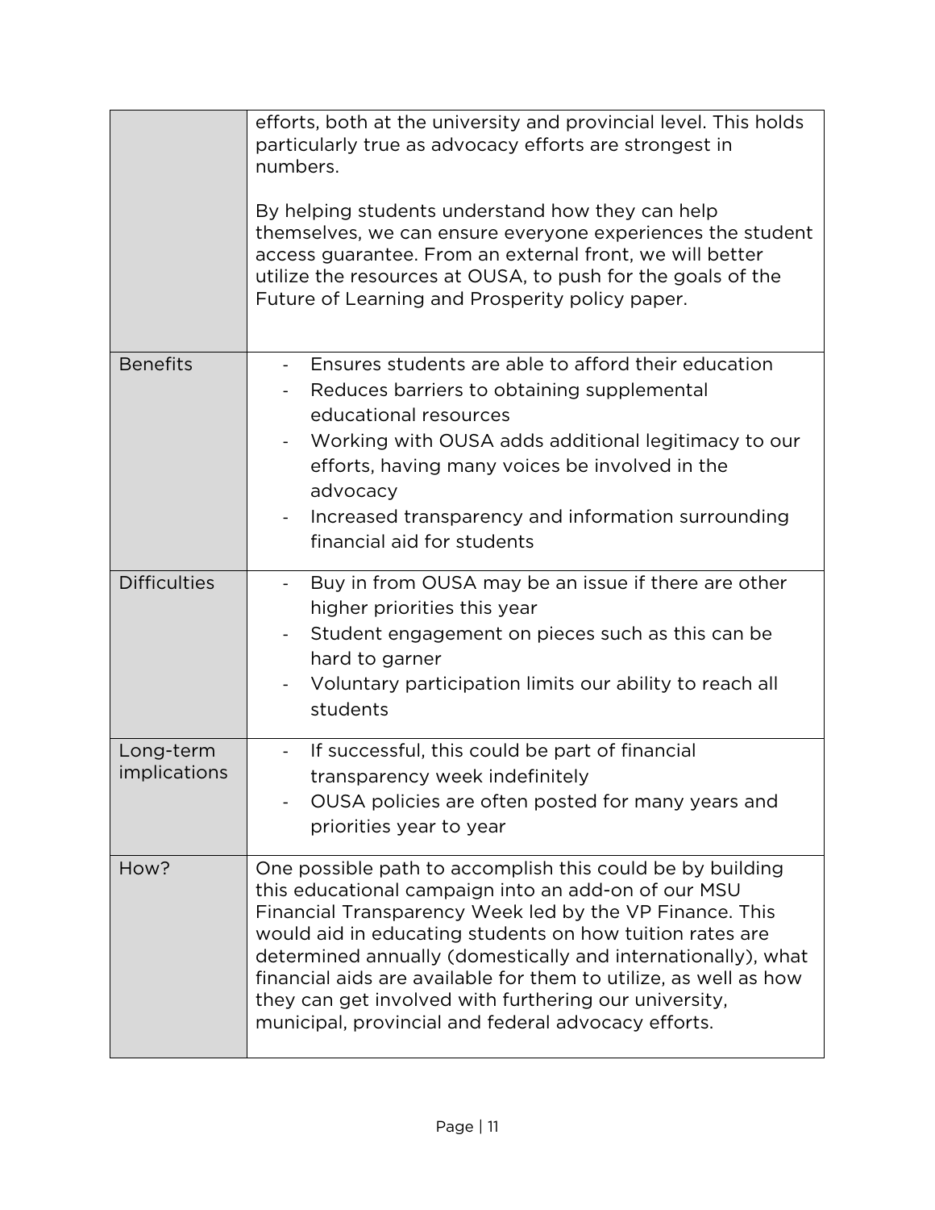| | |
|---|---|
| | efforts, both at the university and provincial level. This holds particularly true as advocacy efforts are strongest in numbers.<br><br>By helping students understand how they can help themselves, we can ensure everyone experiences the student access guarantee. From an external front, we will better utilize the resources at OUSA, to push for the goals of the Future of Learning and Prosperity policy paper. |
| Benefits | - Ensures students are able to afford their education<br>- Reduces barriers to obtaining supplemental educational resources<br>- Working with OUSA adds additional legitimacy to our efforts, having many voices be involved in the advocacy<br>- Increased transparency and information surrounding financial aid for students |
| Difficulties | - Buy in from OUSA may be an issue if there are other higher priorities this year<br>- Student engagement on pieces such as this can be hard to garner<br>- Voluntary participation limits our ability to reach all students |
| Long-term implications | - If successful, this could be part of financial transparency week indefinitely<br>- OUSA policies are often posted for many years and priorities year to year |
| How? | One possible path to accomplish this could be by building this educational campaign into an add-on of our MSU Financial Transparency Week led by the VP Finance. This would aid in educating students on how tuition rates are determined annually (domestically and internationally), what financial aids are available for them to utilize, as well as how they can get involved with furthering our university, municipal, provincial and federal advocacy efforts. |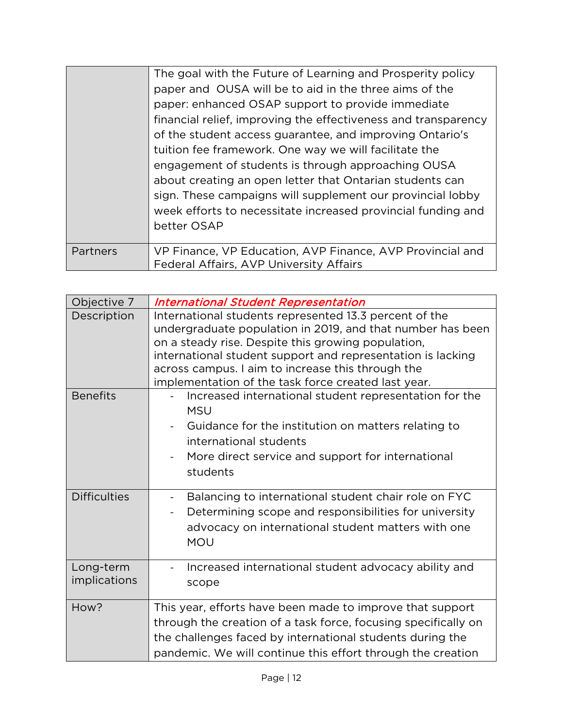| | |
|---|---|
| | The goal with the Future of Learning and Prosperity policy paper and OUSA will be to aid in the three aims of the paper: enhanced OSAP support to provide immediate financial relief, improving the effectiveness and transparency of the student access guarantee, and improving Ontario's tuition fee framework. One way we will facilitate the engagement of students is through approaching OUSA about creating an open letter that Ontarian students can sign. These campaigns will supplement our provincial lobby week efforts to necessitate increased provincial funding and better OSAP |
| Partners | VP Finance, VP Education, AVP Finance, AVP Provincial and Federal Affairs, AVP University Affairs |

| Objective 7 | *International Student Representation* |
|---|---|
| Description | International students represented 13.3 percent of the undergraduate population in 2019, and that number has been on a steady rise. Despite this growing population, international student support and representation is lacking across campus. I aim to increase this through the implementation of the task force created last year. |
| Benefits | - Increased international student representation for the MSU<br>- Guidance for the institution on matters relating to international students<br>- More direct service and support for international students |
| Difficulties | - Balancing to international student chair role on FYC<br>- Determining scope and responsibilities for university advocacy on international student matters with one MOU |
| Long-term implications | - Increased international student advocacy ability and scope |
| How? | This year, efforts have been made to improve that support through the creation of a task force, focusing specifically on the challenges faced by international students during the pandemic. We will continue this effort through the creation |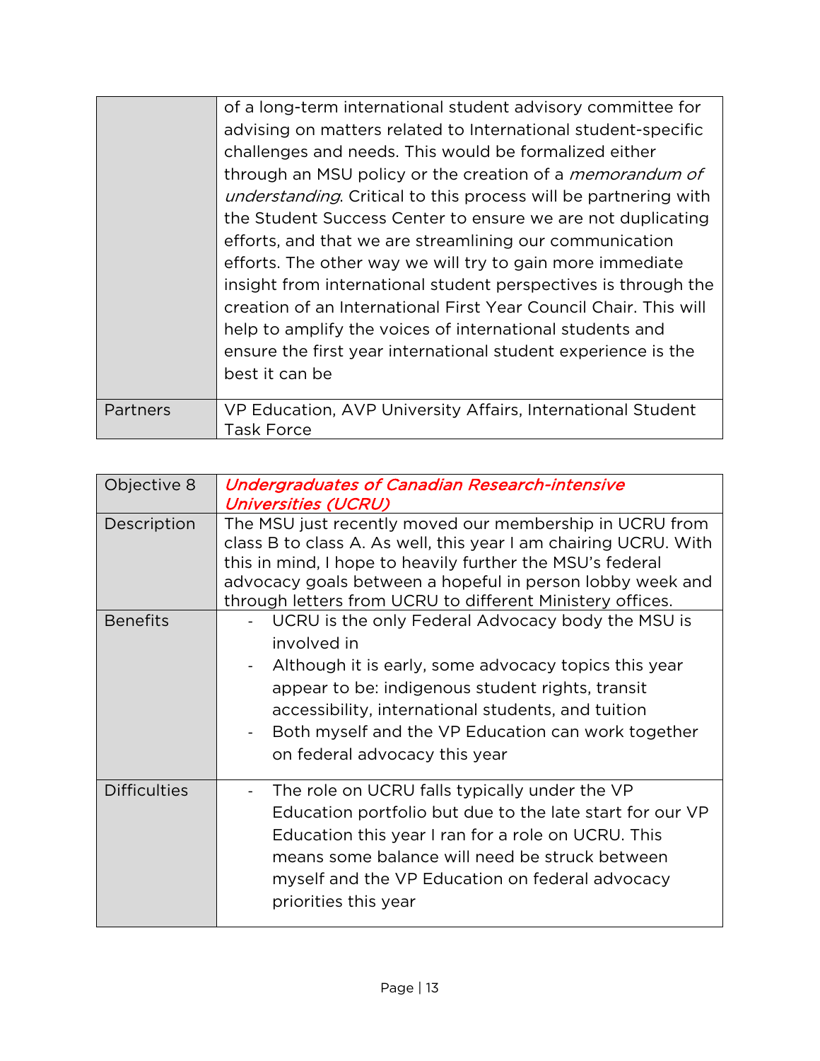| | |
|---|---|
| | of a long-term international student advisory committee for advising on matters related to International student-specific challenges and needs. This would be formalized either through an MSU policy or the creation of a *memorandum of understanding*. Critical to this process will be partnering with the Student Success Center to ensure we are not duplicating efforts, and that we are streamlining our communication efforts. The other way we will try to gain more immediate insight from international student perspectives is through the creation of an International First Year Council Chair. This will help to amplify the voices of international students and ensure the first year international student experience is the best it can be |
| Partners | VP Education, AVP University Affairs, International Student Task Force |

| Objective 8 | *Undergraduates of Canadian Research-intensive Universities (UCRU)* |
|---|---|
| Description | The MSU just recently moved our membership in UCRU from class B to class A. As well, this year I am chairing UCRU. With this in mind, I hope to heavily further the MSU's federal advocacy goals between a hopeful in person lobby week and through letters from UCRU to different Ministery offices. |
| Benefits | - UCRU is the only Federal Advocacy body the MSU is involved in<br>- Although it is early, some advocacy topics this year appear to be: indigenous student rights, transit accessibility, international students, and tuition<br>- Both myself and the VP Education can work together on federal advocacy this year |
| Difficulties | - The role on UCRU falls typically under the VP Education portfolio but due to the late start for our VP Education this year I ran for a role on UCRU. This means some balance will need be struck between myself and the VP Education on federal advocacy priorities this year |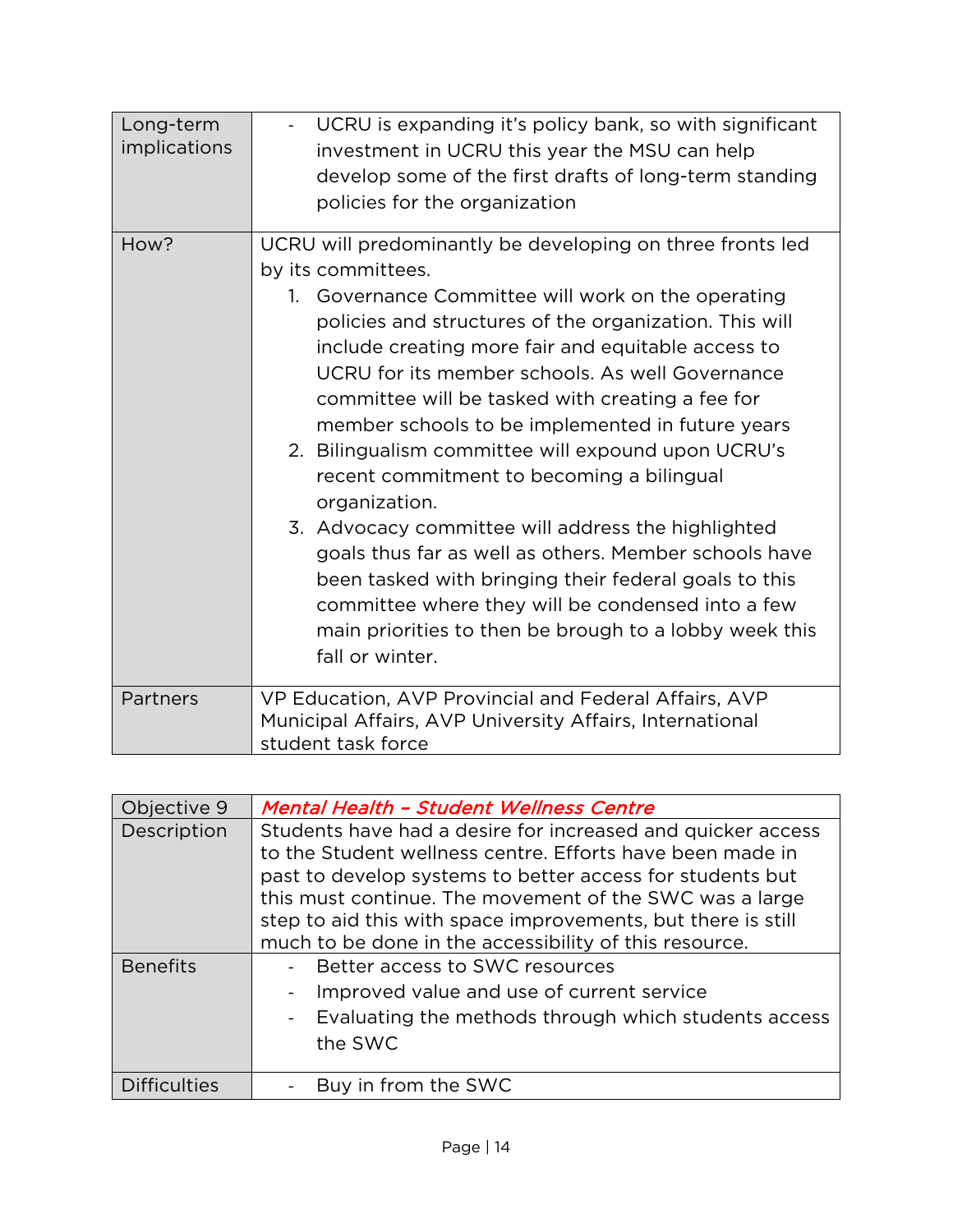| | |
|---|---|
| Long-term implications | - UCRU is expanding it's policy bank, so with significant investment in UCRU this year the MSU can help develop some of the first drafts of long-term standing policies for the organization |
| How? | UCRU will predominantly be developing on three fronts led by its committees.<br>1. Governance Committee will work on the operating policies and structures of the organization. This will include creating more fair and equitable access to UCRU for its member schools. As well Governance committee will be tasked with creating a fee for member schools to be implemented in future years<br>2. Bilingualism committee will expound upon UCRU's recent commitment to becoming a bilingual organization.<br>3. Advocacy committee will address the highlighted goals thus far as well as others. Member schools have been tasked with bringing their federal goals to this committee where they will be condensed into a few main priorities to then be brough to a lobby week this fall or winter. |
| Partners | VP Education, AVP Provincial and Federal Affairs, AVP Municipal Affairs, AVP University Affairs, International student task force |

| | |
|---|---|
| Objective 9 | *Mental Health – Student Wellness Centre* |
| Description | Students have had a desire for increased and quicker access to the Student wellness centre. Efforts have been made in past to develop systems to better access for students but this must continue. The movement of the SWC was a large step to aid this with space improvements, but there is still much to be done in the accessibility of this resource. |
| Benefits | - Better access to SWC resources<br>- Improved value and use of current service<br>- Evaluating the methods through which students access the SWC |
| Difficulties | - Buy in from the SWC |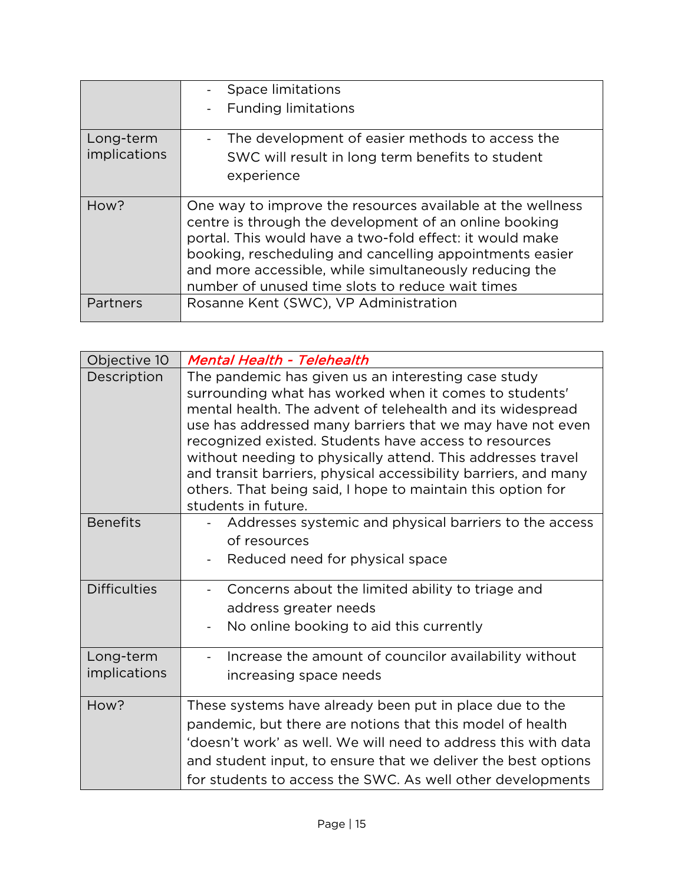| | |
|---|---|
| | - Space limitations<br>- Funding limitations |
| Long-term implications | - The development of easier methods to access the SWC will result in long term benefits to student experience |
| How? | One way to improve the resources available at the wellness centre is through the development of an online booking portal. This would have a two-fold effect: it would make booking, rescheduling and cancelling appointments easier and more accessible, while simultaneously reducing the number of unused time slots to reduce wait times |
| Partners | Rosanne Kent (SWC), VP Administration |

| Objective 10 | *Mental Health - Telehealth* |
|---|---|
| Description | The pandemic has given us an interesting case study surrounding what has worked when it comes to students' mental health. The advent of telehealth and its widespread use has addressed many barriers that we may have not even recognized existed. Students have access to resources without needing to physically attend. This addresses travel and transit barriers, physical accessibility barriers, and many others. That being said, I hope to maintain this option for students in future. |
| Benefits | - Addresses systemic and physical barriers to the access of resources<br>- Reduced need for physical space |
| Difficulties | - Concerns about the limited ability to triage and address greater needs<br>- No online booking to aid this currently |
| Long-term implications | - Increase the amount of councilor availability without increasing space needs |
| How? | These systems have already been put in place due to the pandemic, but there are notions that this model of health 'doesn't work' as well. We will need to address this with data and student input, to ensure that we deliver the best options for students to access the SWC. As well other developments |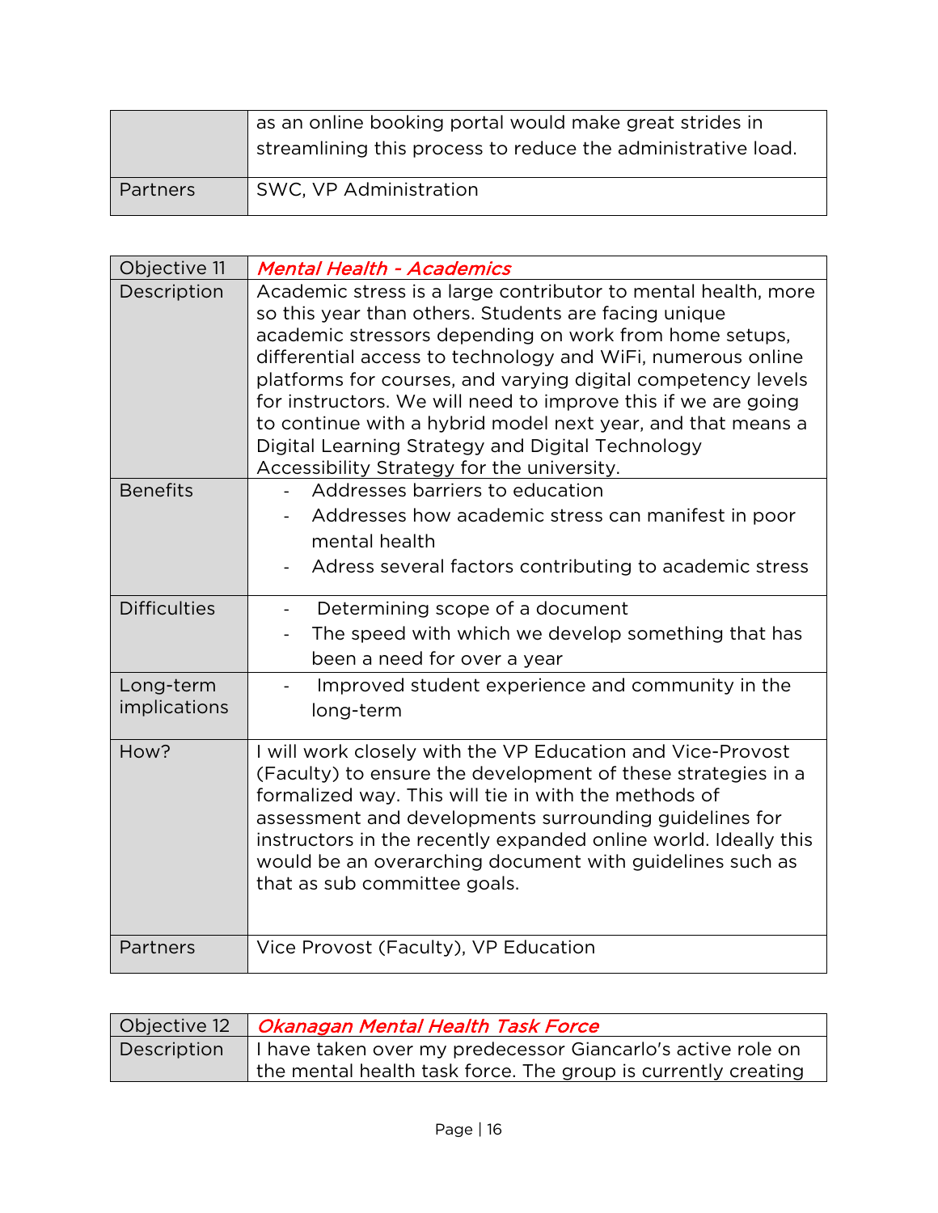| | |
|---|---|
| | as an online booking portal would make great strides in streamlining this process to reduce the administrative load. |
| Partners | SWC, VP Administration |

| Objective 11 | *Mental Health - Academics* |
|---|---|
| Description | Academic stress is a large contributor to mental health, more so this year than others. Students are facing unique academic stressors depending on work from home setups, differential access to technology and WiFi, numerous online platforms for courses, and varying digital competency levels for instructors. We will need to improve this if we are going to continue with a hybrid model next year, and that means a Digital Learning Strategy and Digital Technology Accessibility Strategy for the university. |
| Benefits | - Addresses barriers to education<br>- Addresses how academic stress can manifest in poor mental health<br>- Adress several factors contributing to academic stress |
| Difficulties | - Determining scope of a document<br>- The speed with which we develop something that has been a need for over a year |
| Long-term implications | - Improved student experience and community in the long-term |
| How? | I will work closely with the VP Education and Vice-Provost (Faculty) to ensure the development of these strategies in a formalized way. This will tie in with the methods of assessment and developments surrounding guidelines for instructors in the recently expanded online world. Ideally this would be an overarching document with guidelines such as that as sub committee goals. |
| Partners | Vice Provost (Faculty), VP Education |

| Objective 12 | *Okanagan Mental Health Task Force* |
|---|---|
| Description | I have taken over my predecessor Giancarlo's active role on the mental health task force. The group is currently creating |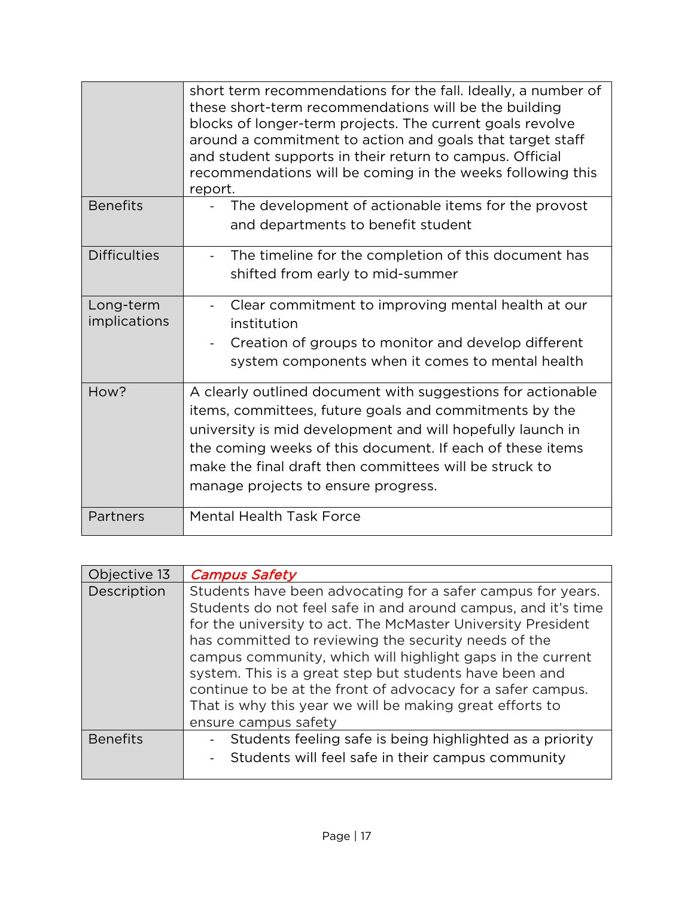|  |  |
|---|---|
|  | short term recommendations for the fall. Ideally, a number of these short-term recommendations will be the building blocks of longer-term projects. The current goals revolve around a commitment to action and goals that target staff and student supports in their return to campus. Official recommendations will be coming in the weeks following this report. |
| Benefits | - The development of actionable items for the provost and departments to benefit student |
| Difficulties | - The timeline for the completion of this document has shifted from early to mid-summer |
| Long-term implications | - Clear commitment to improving mental health at our institution<br>- Creation of groups to monitor and develop different system components when it comes to mental health |
| How? | A clearly outlined document with suggestions for actionable items, committees, future goals and commitments by the university is mid development and will hopefully launch in the coming weeks of this document. If each of these items make the final draft then committees will be struck to manage projects to ensure progress. |
| Partners | Mental Health Task Force |

| Objective 13 | *Campus Safety* |
|---|---|
| Description | Students have been advocating for a safer campus for years. Students do not feel safe in and around campus, and it's time for the university to act. The McMaster University President has committed to reviewing the security needs of the campus community, which will highlight gaps in the current system. This is a great step but students have been and continue to be at the front of advocacy for a safer campus. That is why this year we will be making great efforts to ensure campus safety |
| Benefits | - Students feeling safe is being highlighted as a priority<br>- Students will feel safe in their campus community |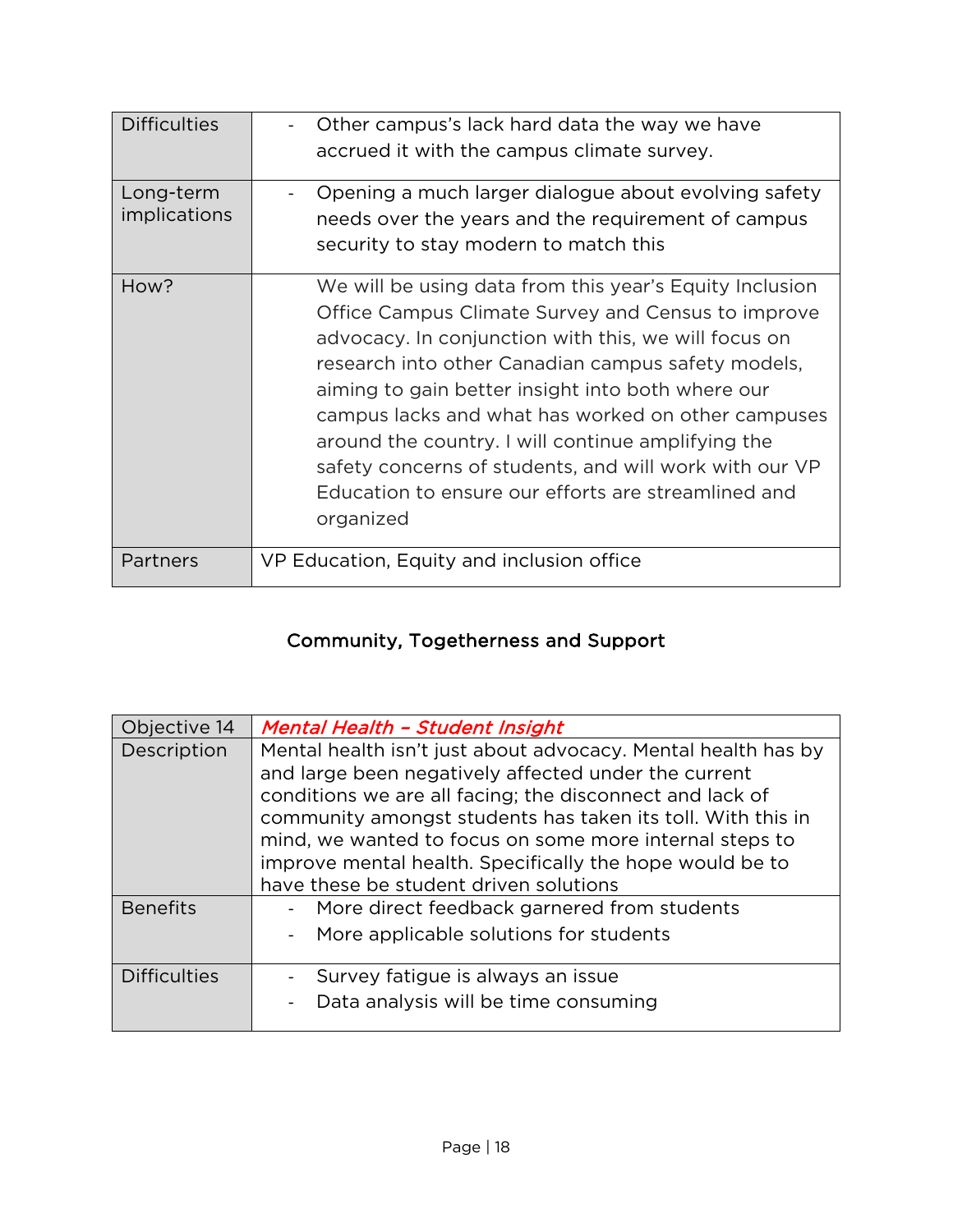| Difficulties | - Other campus's lack hard data the way we have accrued it with the campus climate survey. |
|---|---|
| Long-term implications | - Opening a much larger dialogue about evolving safety needs over the years and the requirement of campus security to stay modern to match this |
| How? | We will be using data from this year's Equity Inclusion Office Campus Climate Survey and Census to improve advocacy. In conjunction with this, we will focus on research into other Canadian campus safety models, aiming to gain better insight into both where our campus lacks and what has worked on other campuses around the country. I will continue amplifying the safety concerns of students, and will work with our VP Education to ensure our efforts are streamlined and organized |
| Partners | VP Education, Equity and inclusion office |

## Community, Togetherness and Support

| Objective 14 | *Mental Health – Student Insight* |
|---|---|
| Description | Mental health isn't just about advocacy. Mental health has by and large been negatively affected under the current conditions we are all facing; the disconnect and lack of community amongst students has taken its toll. With this in mind, we wanted to focus on some more internal steps to improve mental health. Specifically the hope would be to have these be student driven solutions |
| Benefits | - More direct feedback garnered from students<br>- More applicable solutions for students |
| Difficulties | - Survey fatigue is always an issue<br>- Data analysis will be time consuming |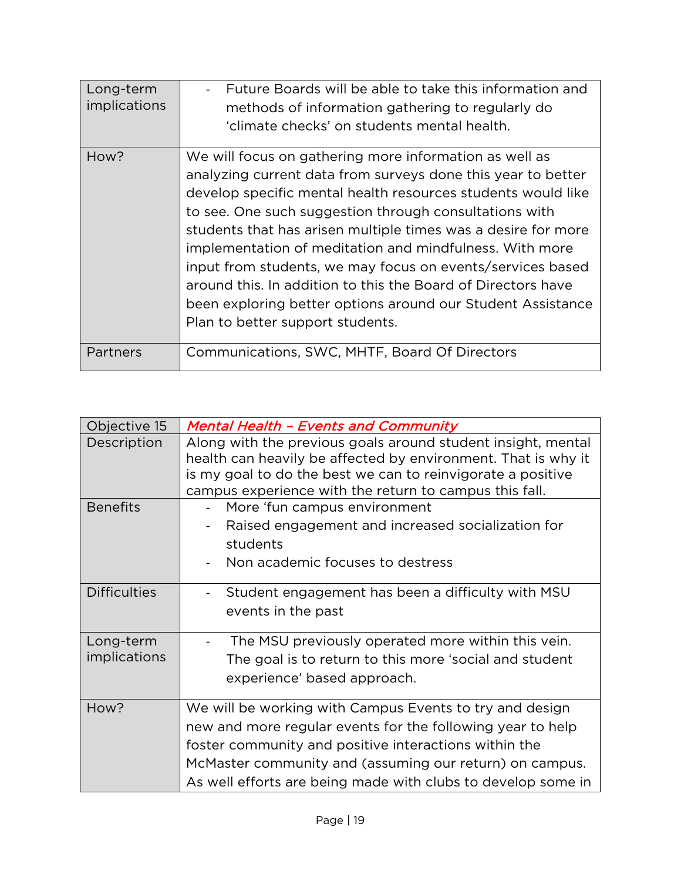| Long-term implications | - Future Boards will be able to take this information and methods of information gathering to regularly do 'climate checks' on students mental health. |
|---|---|
| How? | We will focus on gathering more information as well as analyzing current data from surveys done this year to better develop specific mental health resources students would like to see. One such suggestion through consultations with students that has arisen multiple times was a desire for more implementation of meditation and mindfulness. With more input from students, we may focus on events/services based around this. In addition to this the Board of Directors have been exploring better options around our Student Assistance Plan to better support students. |
| Partners | Communications, SWC, MHTF, Board Of Directors |

| Objective 15 | *Mental Health – Events and Community* |
|---|---|
| Description | Along with the previous goals around student insight, mental health can heavily be affected by environment. That is why it is my goal to do the best we can to reinvigorate a positive campus experience with the return to campus this fall. |
| Benefits | - More 'fun campus environment<br>- Raised engagement and increased socialization for students<br>- Non academic focuses to destress |
| Difficulties | - Student engagement has been a difficulty with MSU events in the past |
| Long-term implications | - The MSU previously operated more within this vein. The goal is to return to this more 'social and student experience' based approach. |
| How? | We will be working with Campus Events to try and design new and more regular events for the following year to help foster community and positive interactions within the McMaster community and (assuming our return) on campus. As well efforts are being made with clubs to develop some in |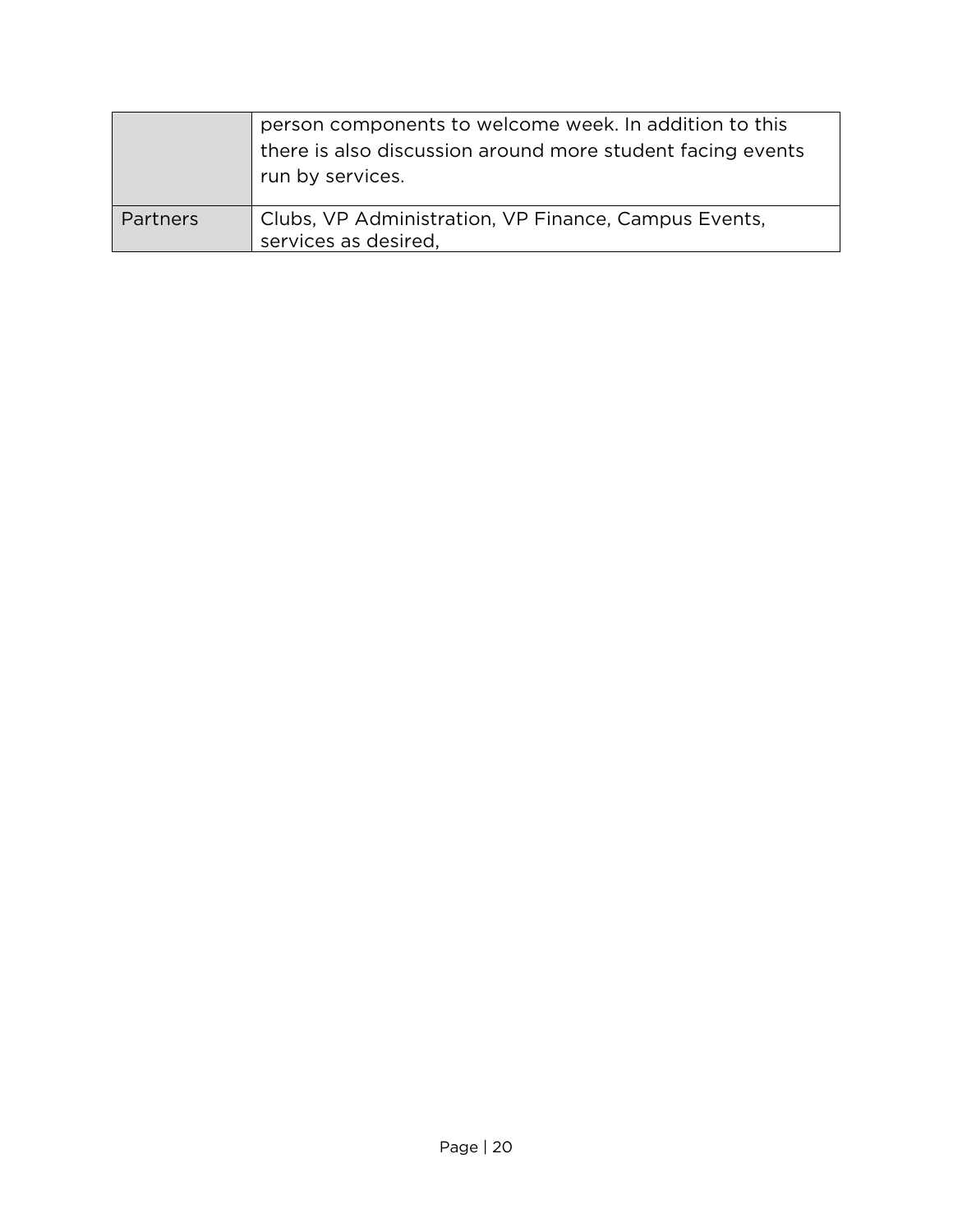| | |
|---|---|
| | person components to welcome week. In addition to this there is also discussion around more student facing events run by services. |
| Partners | Clubs, VP Administration, VP Finance, Campus Events, services as desired, |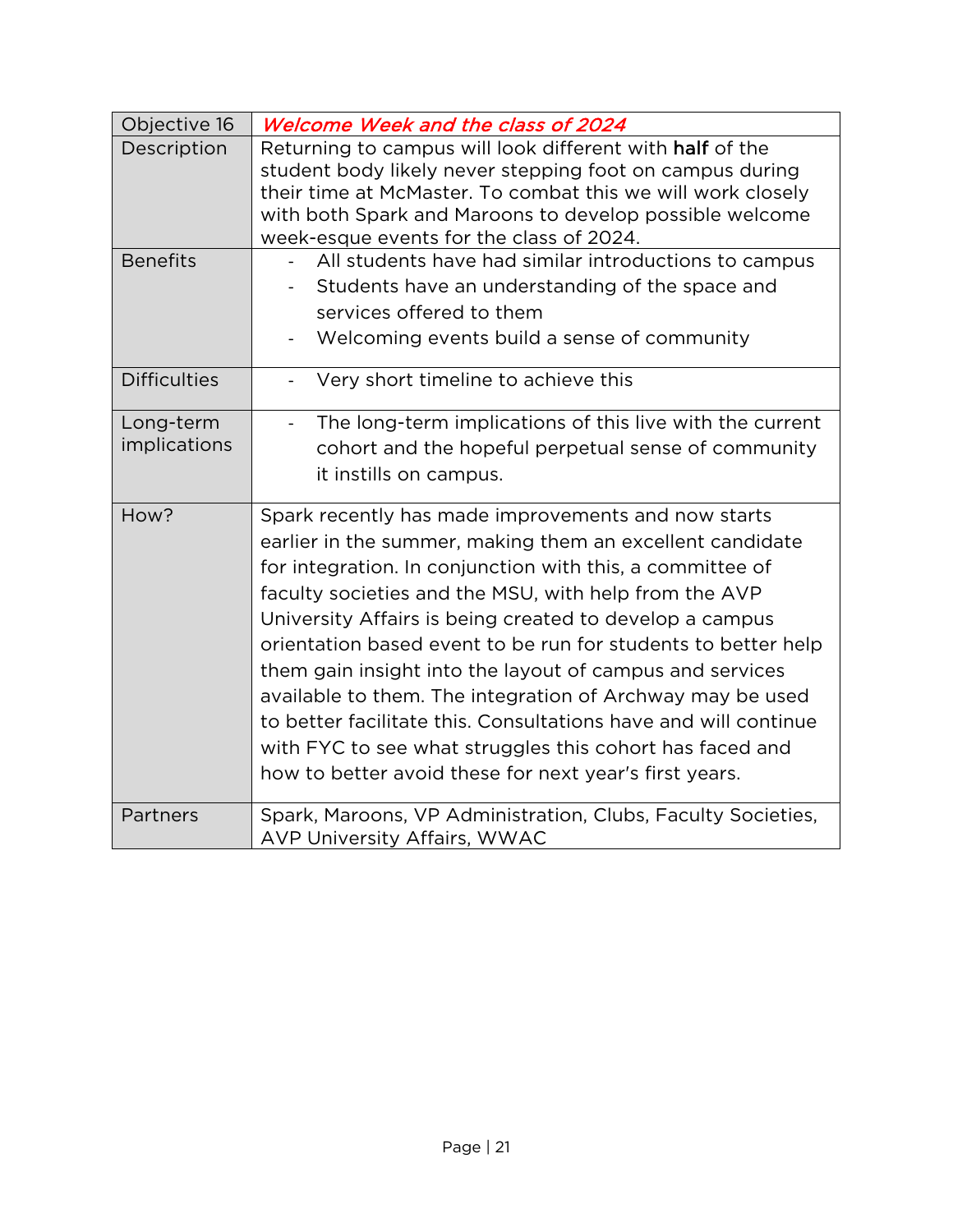| Objective 16 | *Welcome Week and the class of 2024* |
|---|---|
| Description | Returning to campus will look different with **half** of the student body likely never stepping foot on campus during their time at McMaster. To combat this we will work closely with both Spark and Maroons to develop possible welcome week-esque events for the class of 2024. |
| Benefits | - All students have had similar introductions to campus<br>- Students have an understanding of the space and services offered to them<br>- Welcoming events build a sense of community |
| Difficulties | - Very short timeline to achieve this |
| Long-term implications | - The long-term implications of this live with the current cohort and the hopeful perpetual sense of community it instills on campus. |
| How? | Spark recently has made improvements and now starts earlier in the summer, making them an excellent candidate for integration. In conjunction with this, a committee of faculty societies and the MSU, with help from the AVP University Affairs is being created to develop a campus orientation based event to be run for students to better help them gain insight into the layout of campus and services available to them. The integration of Archway may be used to better facilitate this. Consultations have and will continue with FYC to see what struggles this cohort has faced and how to better avoid these for next year's first years. |
| Partners | Spark, Maroons, VP Administration, Clubs, Faculty Societies, AVP University Affairs, WWAC |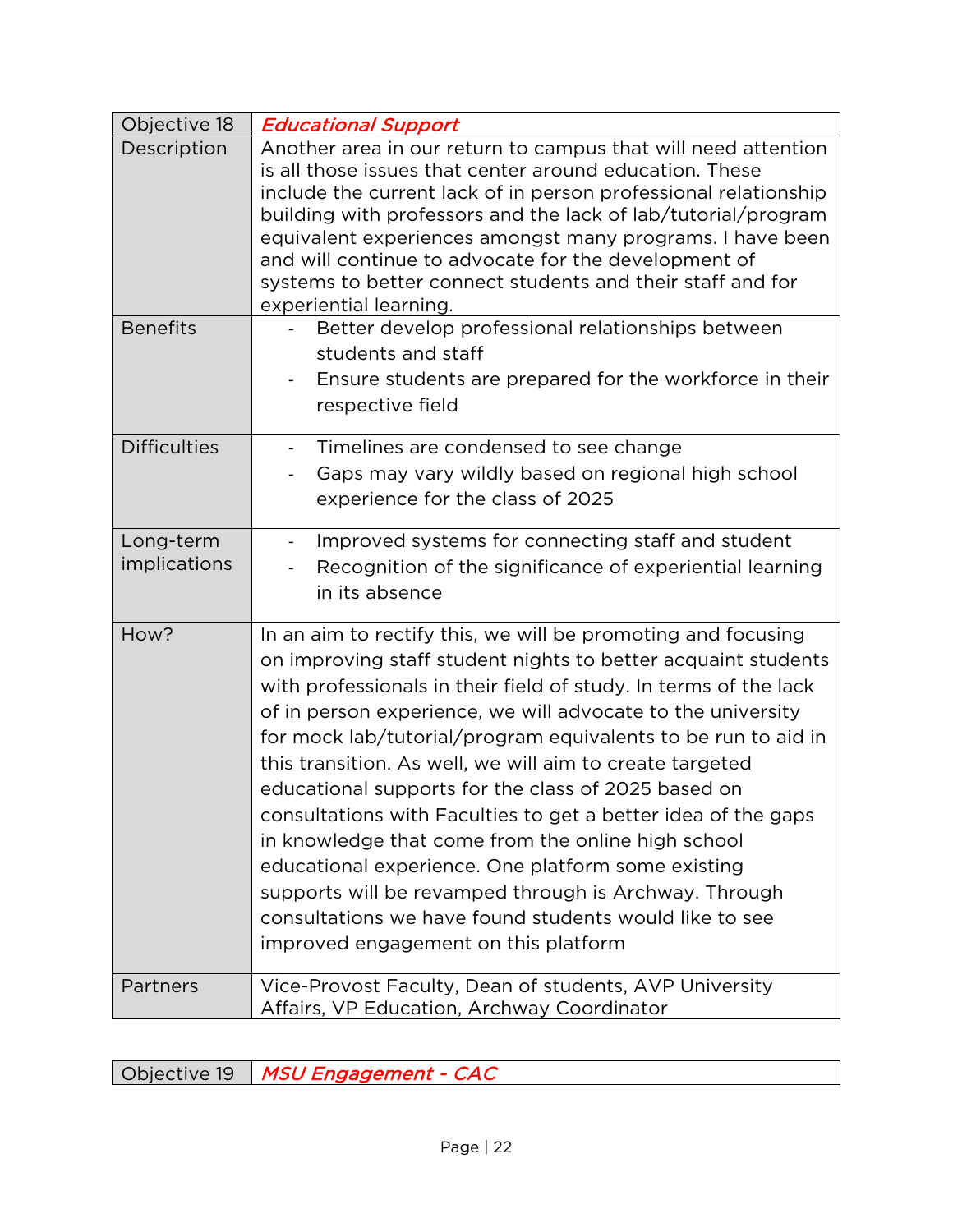| Objective 18 | *Educational Support* |
|---|---|
| Description | Another area in our return to campus that will need attention is all those issues that center around education. These include the current lack of in person professional relationship building with professors and the lack of lab/tutorial/program equivalent experiences amongst many programs. I have been and will continue to advocate for the development of systems to better connect students and their staff and for experiential learning. |
| Benefits | - Better develop professional relationships between students and staff<br>- Ensure students are prepared for the workforce in their respective field |
| Difficulties | - Timelines are condensed to see change<br>- Gaps may vary wildly based on regional high school experience for the class of 2025 |
| Long-term implications | - Improved systems for connecting staff and student<br>- Recognition of the significance of experiential learning in its absence |
| How? | In an aim to rectify this, we will be promoting and focusing on improving staff student nights to better acquaint students with professionals in their field of study. In terms of the lack of in person experience, we will advocate to the university for mock lab/tutorial/program equivalents to be run to aid in this transition. As well, we will aim to create targeted educational supports for the class of 2025 based on consultations with Faculties to get a better idea of the gaps in knowledge that come from the online high school educational experience. One platform some existing supports will be revamped through is Archway. Through consultations we have found students would like to see improved engagement on this platform |
| Partners | Vice-Provost Faculty, Dean of students, AVP University Affairs, VP Education, Archway Coordinator |

| Objective 19 | *MSU Engagement - CAC* |
|---|---|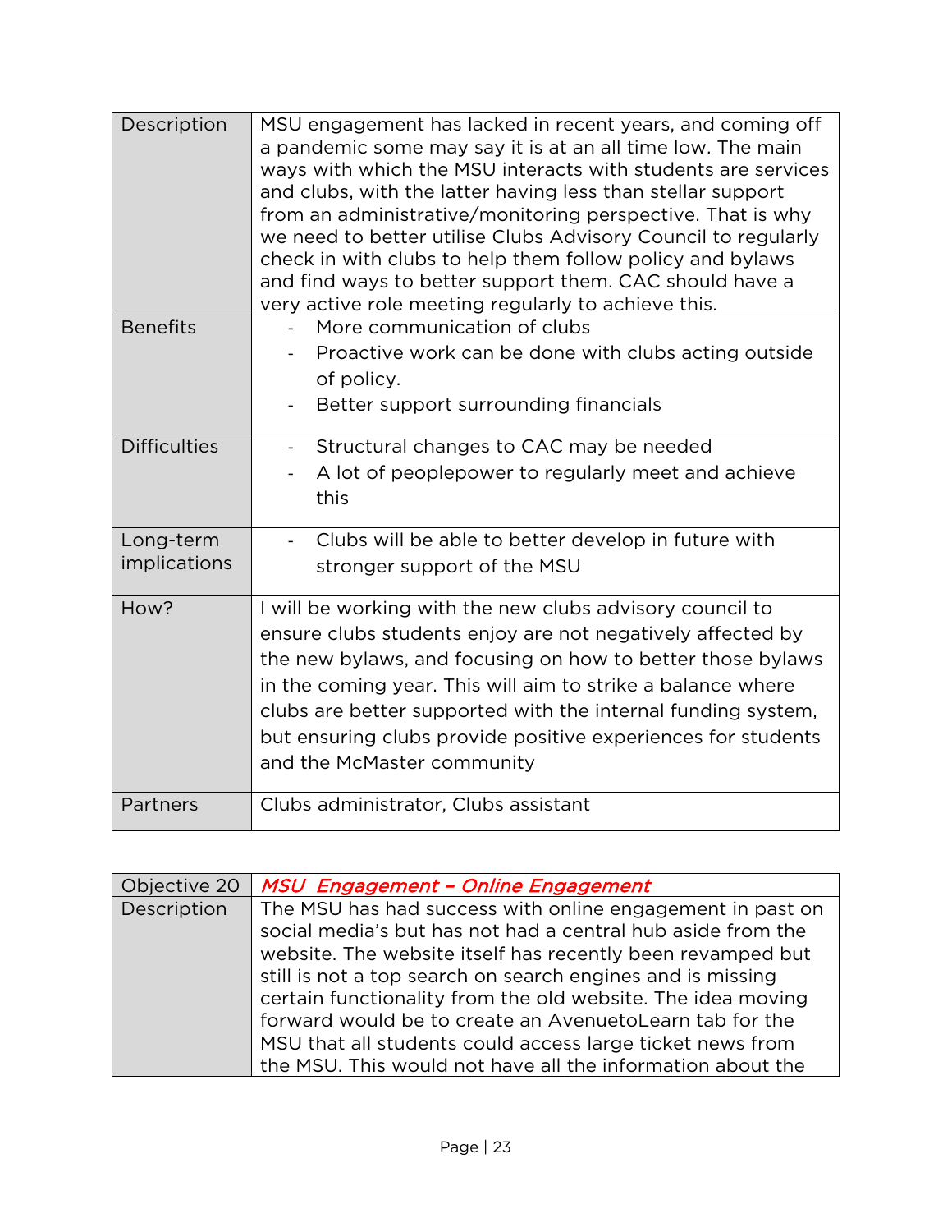| | |
|---|---|
| Description | MSU engagement has lacked in recent years, and coming off a pandemic some may say it is at an all time low. The main ways with which the MSU interacts with students are services and clubs, with the latter having less than stellar support from an administrative/monitoring perspective. That is why we need to better utilise Clubs Advisory Council to regularly check in with clubs to help them follow policy and bylaws and find ways to better support them. CAC should have a very active role meeting regularly to achieve this. |
| Benefits | - More communication of clubs<br>- Proactive work can be done with clubs acting outside of policy.<br>- Better support surrounding financials |
| Difficulties | - Structural changes to CAC may be needed<br>- A lot of peoplepower to regularly meet and achieve this |
| Long-term implications | - Clubs will be able to better develop in future with stronger support of the MSU |
| How? | I will be working with the new clubs advisory council to ensure clubs students enjoy are not negatively affected by the new bylaws, and focusing on how to better those bylaws in the coming year. This will aim to strike a balance where clubs are better supported with the internal funding system, but ensuring clubs provide positive experiences for students and the McMaster community |
| Partners | Clubs administrator, Clubs assistant |

| Objective 20 | *MSU Engagement – Online Engagement* |
|---|---|
| Description | The MSU has had success with online engagement in past on social media's but has not had a central hub aside from the website. The website itself has recently been revamped but still is not a top search on search engines and is missing certain functionality from the old website. The idea moving forward would be to create an AvenuetoLearn tab for the MSU that all students could access large ticket news from the MSU. This would not have all the information about the |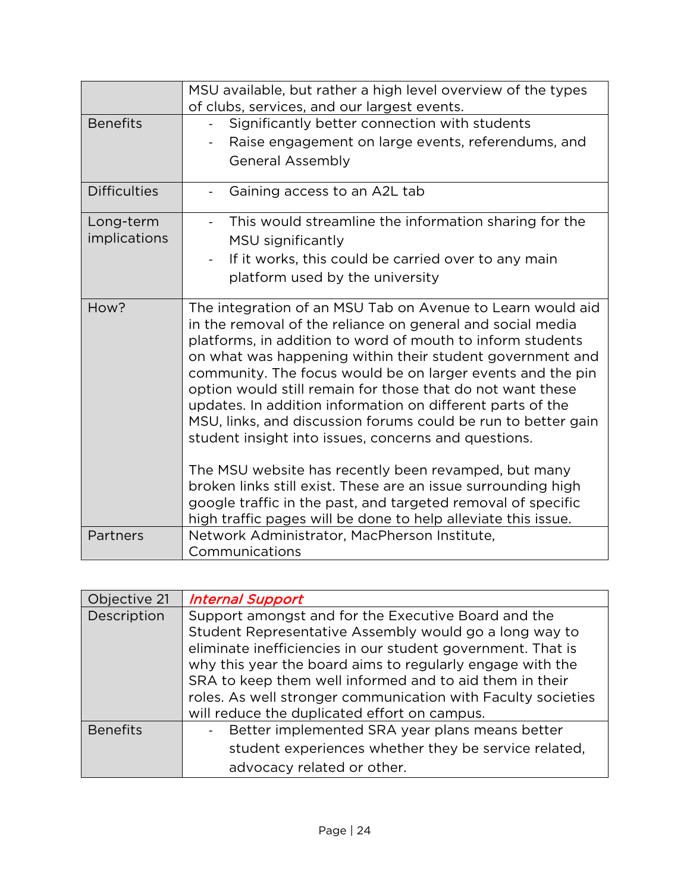| | |
|---|---|
| | MSU available, but rather a high level overview of the types of clubs, services, and our largest events. |
| Benefits | - Significantly better connection with students<br>- Raise engagement on large events, referendums, and General Assembly |
| Difficulties | - Gaining access to an A2L tab |
| Long-term implications | - This would streamline the information sharing for the MSU significantly<br>- If it works, this could be carried over to any main platform used by the university |
| How? | The integration of an MSU Tab on Avenue to Learn would aid in the removal of the reliance on general and social media platforms, in addition to word of mouth to inform students on what was happening within their student government and community. The focus would be on larger events and the pin option would still remain for those that do not want these updates. In addition information on different parts of the MSU, links, and discussion forums could be run to better gain student insight into issues, concerns and questions.<br><br>The MSU website has recently been revamped, but many broken links still exist. These are an issue surrounding high google traffic in the past, and targeted removal of specific high traffic pages will be done to help alleviate this issue. |
| Partners | Network Administrator, MacPherson Institute, Communications |

| Objective 21 | *Internal Support* |
|---|---|
| Description | Support amongst and for the Executive Board and the Student Representative Assembly would go a long way to eliminate inefficiencies in our student government. That is why this year the board aims to regularly engage with the SRA to keep them well informed and to aid them in their roles. As well stronger communication with Faculty societies will reduce the duplicated effort on campus. |
| Benefits | - Better implemented SRA year plans means better student experiences whether they be service related, advocacy related or other. |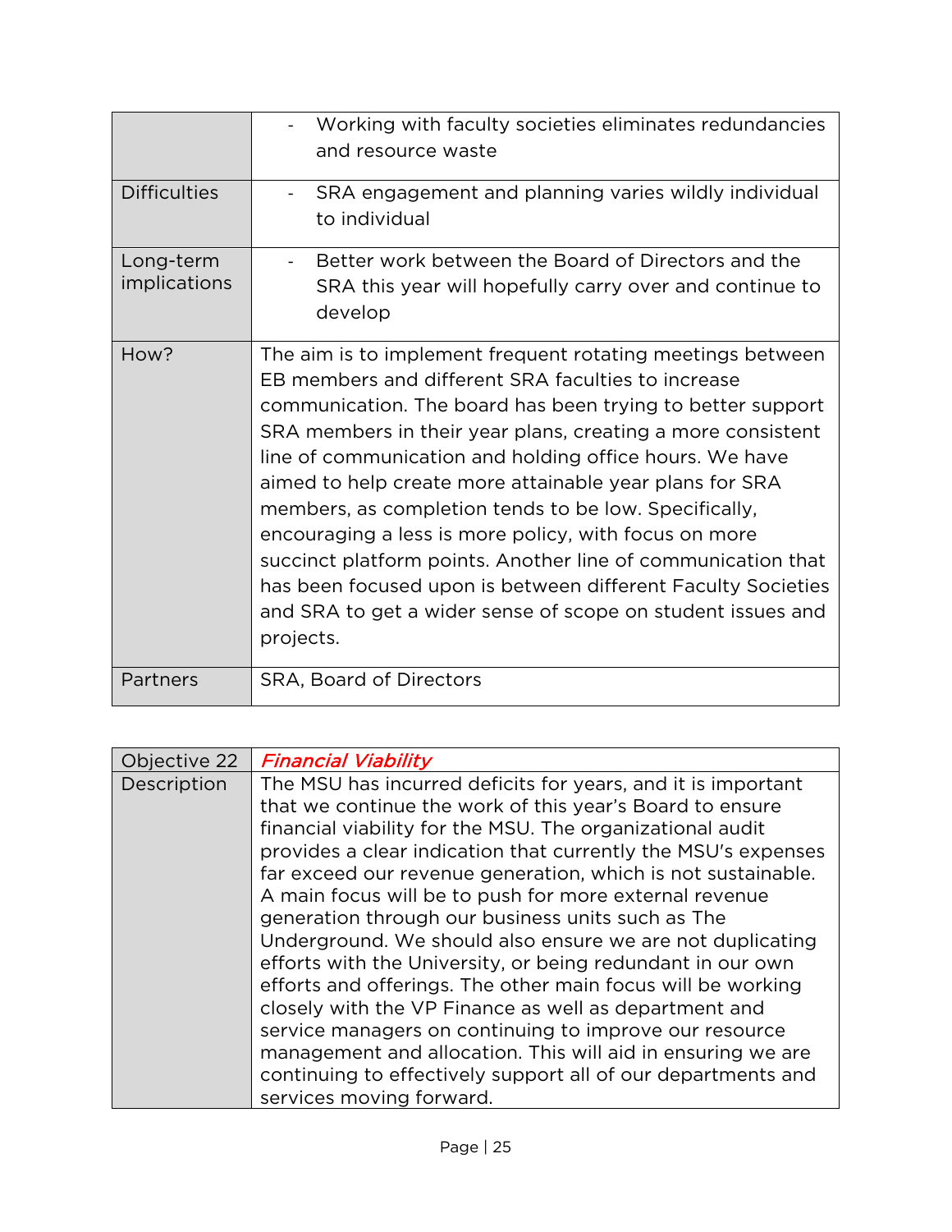| | |
|---|---|
| | - Working with faculty societies eliminates redundancies and resource waste |
| Difficulties | - SRA engagement and planning varies wildly individual to individual |
| Long-term implications | - Better work between the Board of Directors and the SRA this year will hopefully carry over and continue to develop |
| How? | The aim is to implement frequent rotating meetings between EB members and different SRA faculties to increase communication. The board has been trying to better support SRA members in their year plans, creating a more consistent line of communication and holding office hours. We have aimed to help create more attainable year plans for SRA members, as completion tends to be low. Specifically, encouraging a less is more policy, with focus on more succinct platform points. Another line of communication that has been focused upon is between different Faculty Societies and SRA to get a wider sense of scope on student issues and projects. |
| Partners | SRA, Board of Directors |

| Objective 22 | *Financial Viability* |
|---|---|
| Description | The MSU has incurred deficits for years, and it is important that we continue the work of this year's Board to ensure financial viability for the MSU. The organizational audit provides a clear indication that currently the MSU's expenses far exceed our revenue generation, which is not sustainable. A main focus will be to push for more external revenue generation through our business units such as The Underground. We should also ensure we are not duplicating efforts with the University, or being redundant in our own efforts and offerings. The other main focus will be working closely with the VP Finance as well as department and service managers on continuing to improve our resource management and allocation. This will aid in ensuring we are continuing to effectively support all of our departments and services moving forward. |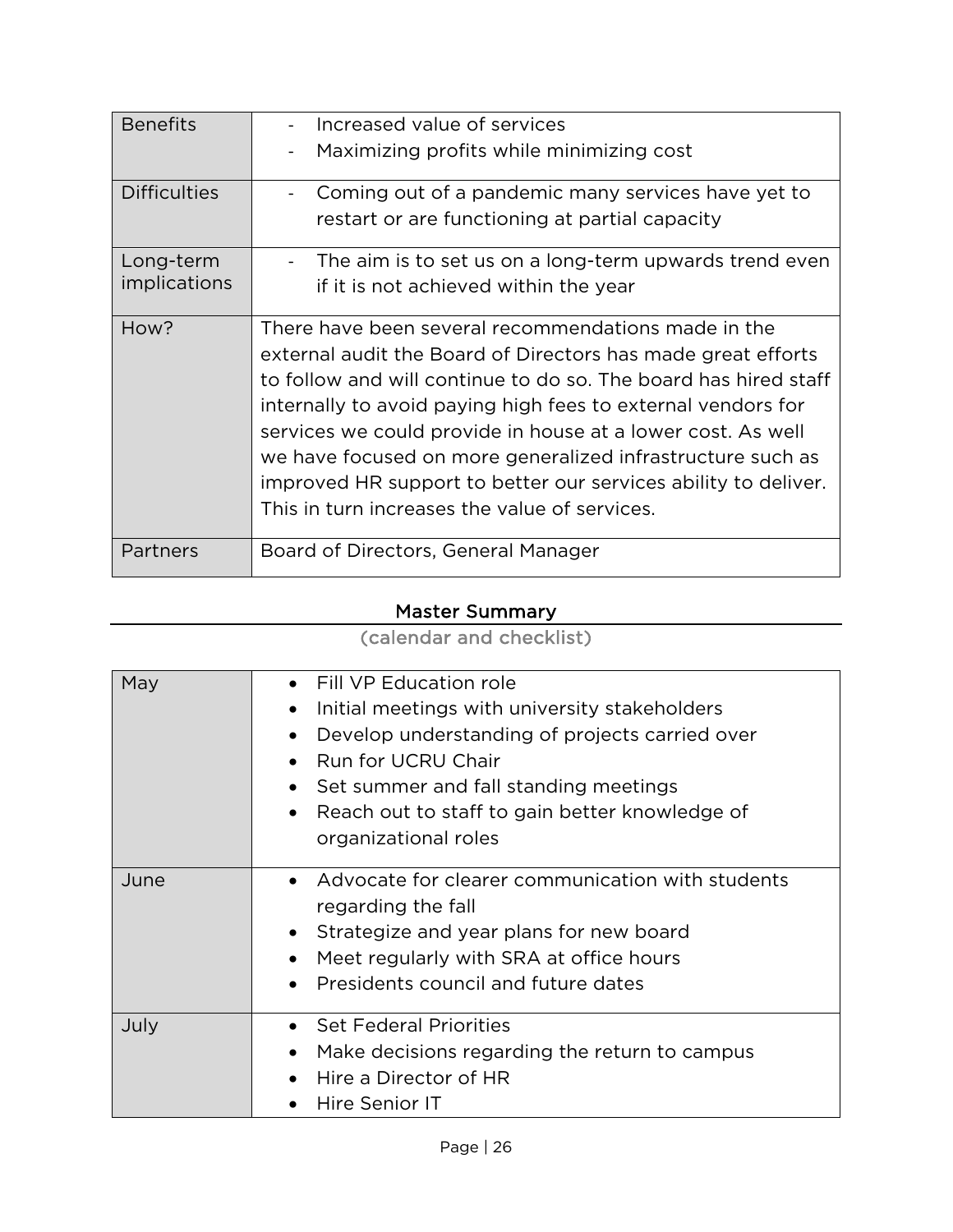| | |
|---|---|
| Benefits | - Increased value of services<br>- Maximizing profits while minimizing cost |
| Difficulties | - Coming out of a pandemic many services have yet to restart or are functioning at partial capacity |
| Long-term implications | - The aim is to set us on a long-term upwards trend even if it is not achieved within the year |
| How? | There have been several recommendations made in the external audit the Board of Directors has made great efforts to follow and will continue to do so. The board has hired staff internally to avoid paying high fees to external vendors for services we could provide in house at a lower cost. As well we have focused on more generalized infrastructure such as improved HR support to better our services ability to deliver. This in turn increases the value of services. |
| Partners | Board of Directors, General Manager |

## Master Summary

(calendar and checklist)

| | |
|---|---|
| May | • Fill VP Education role<br>• Initial meetings with university stakeholders<br>• Develop understanding of projects carried over<br>• Run for UCRU Chair<br>• Set summer and fall standing meetings<br>• Reach out to staff to gain better knowledge of organizational roles |
| June | • Advocate for clearer communication with students regarding the fall<br>• Strategize and year plans for new board<br>• Meet regularly with SRA at office hours<br>• Presidents council and future dates |
| July | • Set Federal Priorities<br>• Make decisions regarding the return to campus<br>• Hire a Director of HR<br>• Hire Senior IT |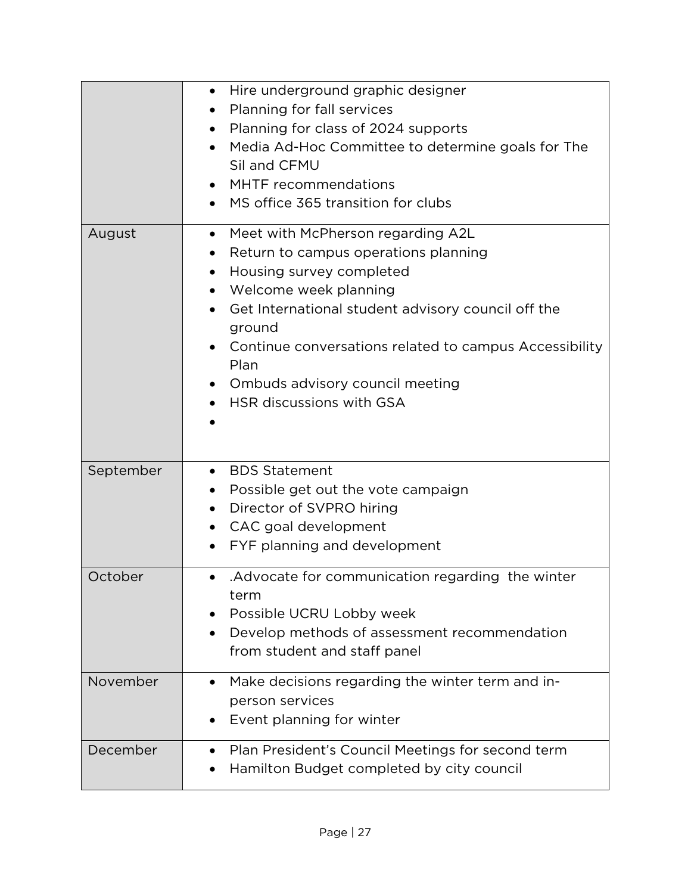| | |
|---|---|
| | • Hire underground graphic designer<br>• Planning for fall services<br>• Planning for class of 2024 supports<br>• Media Ad-Hoc Committee to determine goals for The Sil and CFMU<br>• MHTF recommendations<br>• MS office 365 transition for clubs |
| August | • Meet with McPherson regarding A2L<br>• Return to campus operations planning<br>• Housing survey completed<br>• Welcome week planning<br>• Get International student advisory council off the ground<br>• Continue conversations related to campus Accessibility Plan<br>• Ombuds advisory council meeting<br>• HSR discussions with GSA<br>• |
| September | • BDS Statement<br>• Possible get out the vote campaign<br>• Director of SVPRO hiring<br>• CAC goal development<br>• FYF planning and development |
| October | • .Advocate for communication regarding the winter term<br>• Possible UCRU Lobby week<br>• Develop methods of assessment recommendation from student and staff panel |
| November | • Make decisions regarding the winter term and in-person services<br>• Event planning for winter |
| December | • Plan President's Council Meetings for second term<br>• Hamilton Budget completed by city council |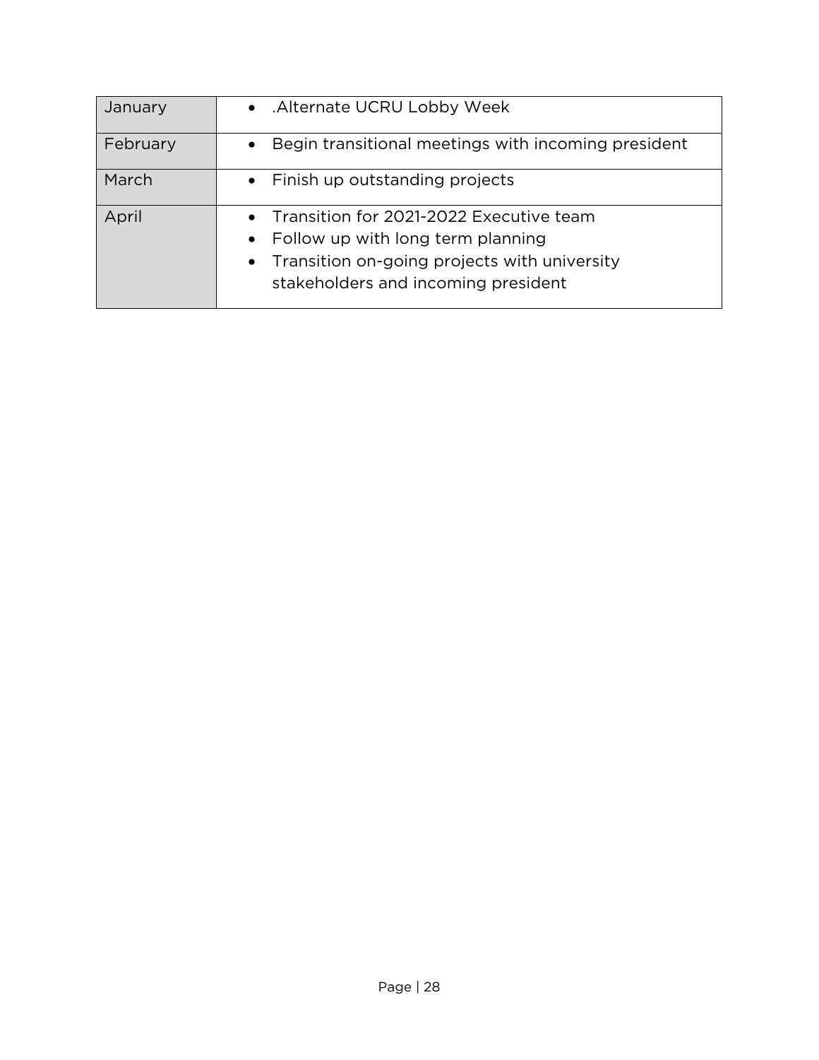| | |
|---|---|
| January | • .Alternate UCRU Lobby Week |
| February | • Begin transitional meetings with incoming president |
| March | • Finish up outstanding projects |
| April | • Transition for 2021-2022 Executive team<br>• Follow up with long term planning<br>• Transition on-going projects with university stakeholders and incoming president |